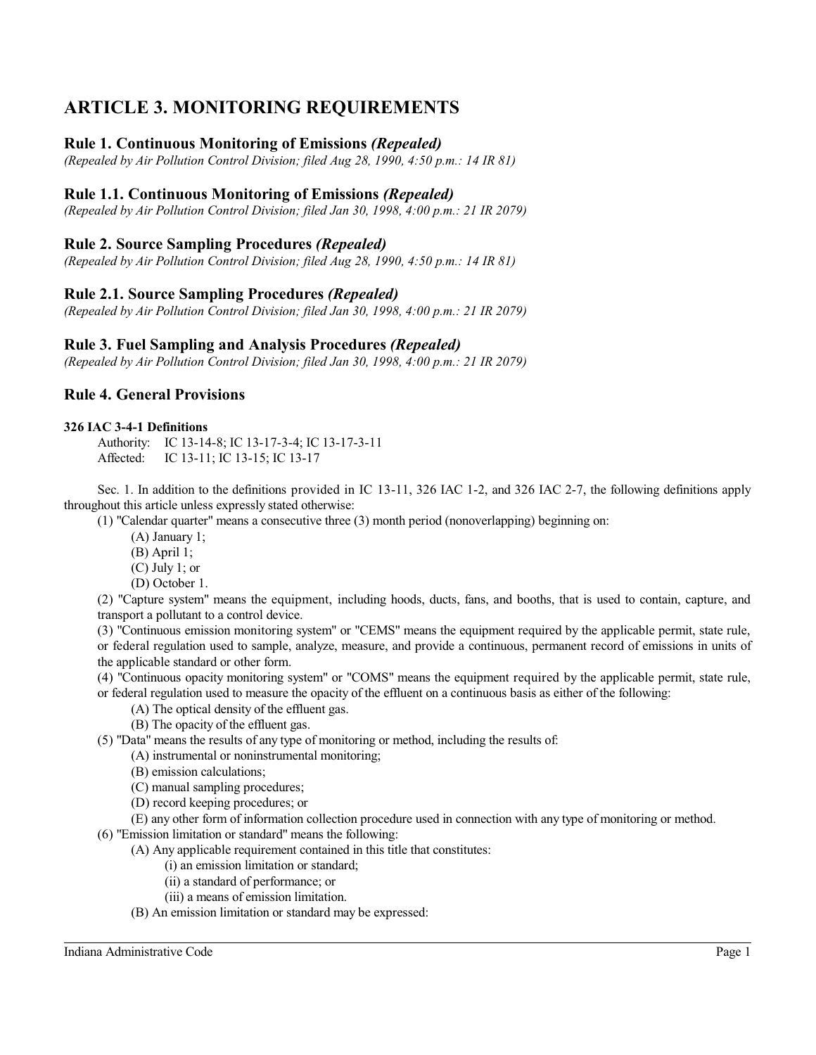# ARTICLE 3. MONITORING REQUIREMENTS

## Rule 1. Continuous Monitoring of Emissions *(Repealed)*

*(Repealed by Air Pollution Control Division; filed Aug 28, 1990, 4:50 p.m.: 14 IR 81)*

## Rule 1.1. Continuous Monitoring of Emissions *(Repealed)*

*(Repealed by Air Pollution Control Division; filed Jan 30, 1998, 4:00 p.m.: 21 IR 2079)*

## Rule 2. Source Sampling Procedures *(Repealed)*

*(Repealed by Air Pollution Control Division; filed Aug 28, 1990, 4:50 p.m.: 14 IR 81)*

## Rule 2.1. Source Sampling Procedures *(Repealed)*

*(Repealed by Air Pollution Control Division; filed Jan 30, 1998, 4:00 p.m.: 21 IR 2079)*

## Rule 3. Fuel Sampling and Analysis Procedures *(Repealed)*

*(Repealed by Air Pollution Control Division; filed Jan 30, 1998, 4:00 p.m.: 21 IR 2079)*

## Rule 4. General Provisions

**326 IAC 3-4-1 Definitions**

Authority: IC 13-14-8; IC 13-17-3-4; IC 13-17-3-11
Affected: IC 13-11; IC 13-15; IC 13-17

Sec. 1. In addition to the definitions provided in IC 13-11, 326 IAC 1-2, and 326 IAC 2-7, the following definitions apply throughout this article unless expressly stated otherwise:

(1) "Calendar quarter" means a consecutive three (3) month period (nonoverlapping) beginning on:
- (A) January 1;
- (B) April 1;
- (C) July 1; or
- (D) October 1.

(2) "Capture system" means the equipment, including hoods, ducts, fans, and booths, that is used to contain, capture, and transport a pollutant to a control device.

(3) "Continuous emission monitoring system" or "CEMS" means the equipment required by the applicable permit, state rule, or federal regulation used to sample, analyze, measure, and provide a continuous, permanent record of emissions in units of the applicable standard or other form.

(4) "Continuous opacity monitoring system" or "COMS" means the equipment required by the applicable permit, state rule, or federal regulation used to measure the opacity of the effluent on a continuous basis as either of the following:
- (A) The optical density of the effluent gas.
- (B) The opacity of the effluent gas.

(5) "Data" means the results of any type of monitoring or method, including the results of:
- (A) instrumental or noninstrumental monitoring;
- (B) emission calculations;
- (C) manual sampling procedures;
- (D) record keeping procedures; or
- (E) any other form of information collection procedure used in connection with any type of monitoring or method.

(6) "Emission limitation or standard" means the following:
- (A) Any applicable requirement contained in this title that constitutes:
  - (i) an emission limitation or standard;
  - (ii) a standard of performance; or
  - (iii) a means of emission limitation.
- (B) An emission limitation or standard may be expressed: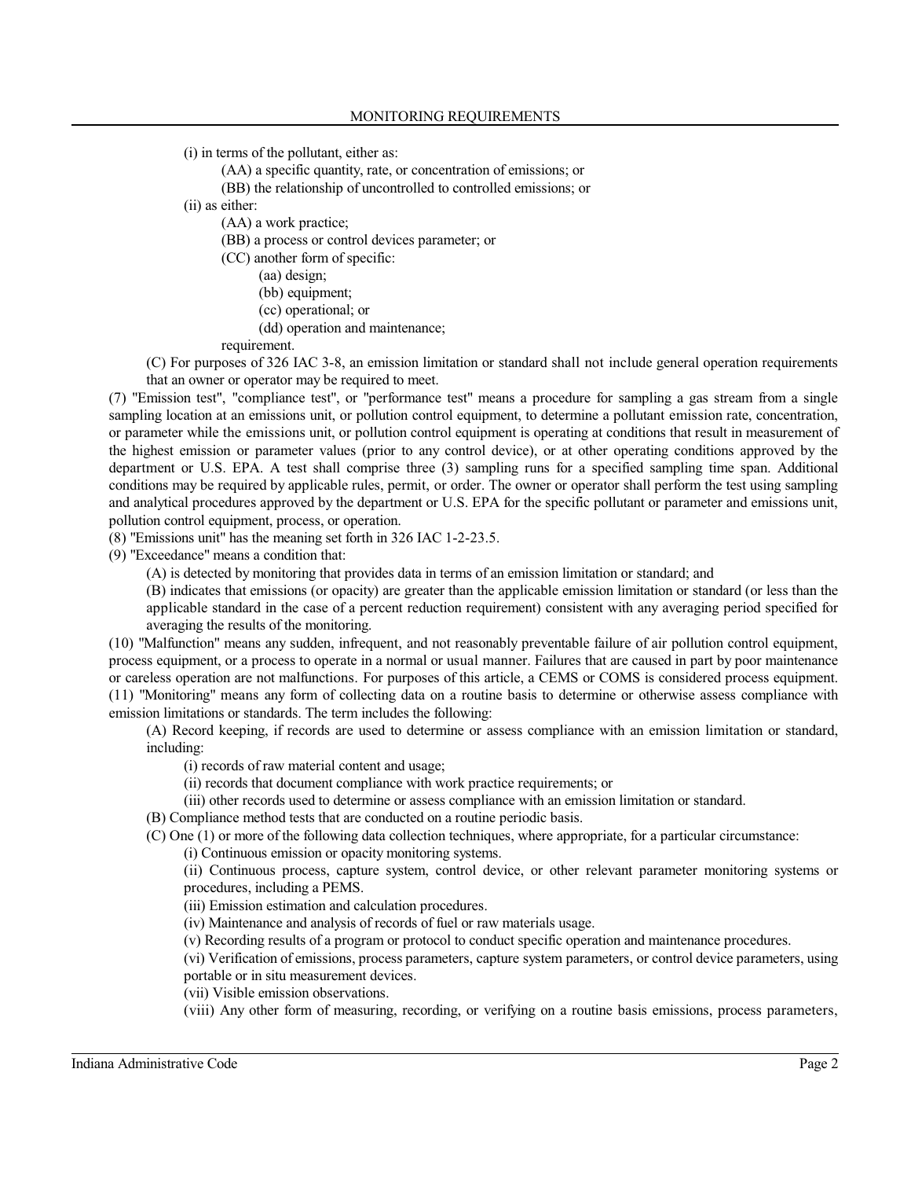(i) in terms of the pollutant, either as:

(AA) a specific quantity, rate, or concentration of emissions; or

(BB) the relationship of uncontrolled to controlled emissions; or

(ii) as either:

(AA) a work practice;

(BB) a process or control devices parameter; or

(CC) another form of specific:

(aa) design;

(bb) equipment;

(cc) operational; or

(dd) operation and maintenance;

requirement.

(C) For purposes of 326 IAC 3-8, an emission limitation or standard shall not include general operation requirements that an owner or operator may be required to meet.

(7) "Emission test", "compliance test", or "performance test" means a procedure for sampling a gas stream from a single sampling location at an emissions unit, or pollution control equipment, to determine a pollutant emission rate, concentration, or parameter while the emissions unit, or pollution control equipment is operating at conditions that result in measurement of the highest emission or parameter values (prior to any control device), or at other operating conditions approved by the department or U.S. EPA. A test shall comprise three (3) sampling runs for a specified sampling time span. Additional conditions may be required by applicable rules, permit, or order. The owner or operator shall perform the test using sampling and analytical procedures approved by the department or U.S. EPA for the specific pollutant or parameter and emissions unit, pollution control equipment, process, or operation.

(8) "Emissions unit" has the meaning set forth in 326 IAC 1-2-23.5.

(9) "Exceedance" means a condition that:

(A) is detected by monitoring that provides data in terms of an emission limitation or standard; and

(B) indicates that emissions (or opacity) are greater than the applicable emission limitation or standard (or less than the applicable standard in the case of a percent reduction requirement) consistent with any averaging period specified for averaging the results of the monitoring.

(10) "Malfunction" means any sudden, infrequent, and not reasonably preventable failure of air pollution control equipment, process equipment, or a process to operate in a normal or usual manner. Failures that are caused in part by poor maintenance or careless operation are not malfunctions. For purposes of this article, a CEMS or COMS is considered process equipment.

(11) "Monitoring" means any form of collecting data on a routine basis to determine or otherwise assess compliance with emission limitations or standards. The term includes the following:

(A) Record keeping, if records are used to determine or assess compliance with an emission limitation or standard, including:

(i) records of raw material content and usage;

(ii) records that document compliance with work practice requirements; or

(iii) other records used to determine or assess compliance with an emission limitation or standard.

(B) Compliance method tests that are conducted on a routine periodic basis.

(C) One (1) or more of the following data collection techniques, where appropriate, for a particular circumstance:

(i) Continuous emission or opacity monitoring systems.

(ii) Continuous process, capture system, control device, or other relevant parameter monitoring systems or procedures, including a PEMS.

(iii) Emission estimation and calculation procedures.

(iv) Maintenance and analysis of records of fuel or raw materials usage.

(v) Recording results of a program or protocol to conduct specific operation and maintenance procedures.

(vi) Verification of emissions, process parameters, capture system parameters, or control device parameters, using portable or in situ measurement devices.

(vii) Visible emission observations.

(viii) Any other form of measuring, recording, or verifying on a routine basis emissions, process parameters,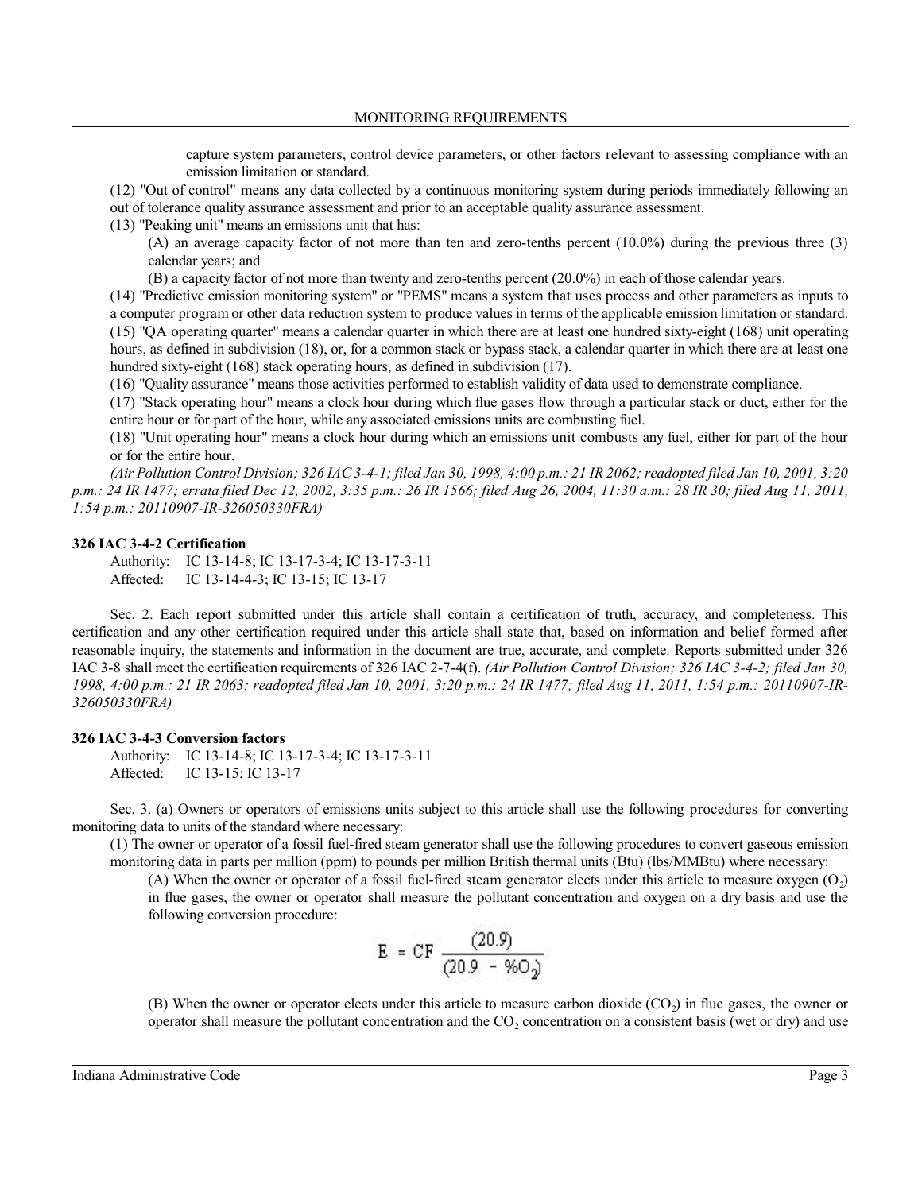capture system parameters, control device parameters, or other factors relevant to assessing compliance with an emission limitation or standard.

(12) "Out of control" means any data collected by a continuous monitoring system during periods immediately following an out of tolerance quality assurance assessment and prior to an acceptable quality assurance assessment.

(13) "Peaking unit" means an emissions unit that has:

(A) an average capacity factor of not more than ten and zero-tenths percent (10.0%) during the previous three (3) calendar years; and

(B) a capacity factor of not more than twenty and zero-tenths percent (20.0%) in each of those calendar years.

(14) "Predictive emission monitoring system" or "PEMS" means a system that uses process and other parameters as inputs to a computer program or other data reduction system to produce values in terms of the applicable emission limitation or standard.

(15) "QA operating quarter" means a calendar quarter in which there are at least one hundred sixty-eight (168) unit operating hours, as defined in subdivision (18), or, for a common stack or bypass stack, a calendar quarter in which there are at least one hundred sixty-eight (168) stack operating hours, as defined in subdivision (17).

(16) "Quality assurance" means those activities performed to establish validity of data used to demonstrate compliance.

(17) "Stack operating hour" means a clock hour during which flue gases flow through a particular stack or duct, either for the entire hour or for part of the hour, while any associated emissions units are combusting fuel.

(18) "Unit operating hour" means a clock hour during which an emissions unit combusts any fuel, either for part of the hour or for the entire hour.

*(Air Pollution Control Division; 326 IAC 3-4-1; filed Jan 30, 1998, 4:00 p.m.: 21 IR 2062; readopted filed Jan 10, 2001, 3:20 p.m.: 24 IR 1477; errata filed Dec 12, 2002, 3:35 p.m.: 26 IR 1566; filed Aug 26, 2004, 11:30 a.m.: 28 IR 30; filed Aug 11, 2011, 1:54 p.m.: 20110907-IR-326050330FRA)*

**326 IAC 3-4-2 Certification**

Authority: IC 13-14-8; IC 13-17-3-4; IC 13-17-3-11
Affected: IC 13-14-4-3; IC 13-15; IC 13-17

Sec. 2. Each report submitted under this article shall contain a certification of truth, accuracy, and completeness. This certification and any other certification required under this article shall state that, based on information and belief formed after reasonable inquiry, the statements and information in the document are true, accurate, and complete. Reports submitted under 326 IAC 3-8 shall meet the certification requirements of 326 IAC 2-7-4(f). *(Air Pollution Control Division; 326 IAC 3-4-2; filed Jan 30, 1998, 4:00 p.m.: 21 IR 2063; readopted filed Jan 10, 2001, 3:20 p.m.: 24 IR 1477; filed Aug 11, 2011, 1:54 p.m.: 20110907-IR-326050330FRA)*

**326 IAC 3-4-3 Conversion factors**

Authority: IC 13-14-8; IC 13-17-3-4; IC 13-17-3-11
Affected: IC 13-15; IC 13-17

Sec. 3. (a) Owners or operators of emissions units subject to this article shall use the following procedures for converting monitoring data to units of the standard where necessary:

(1) The owner or operator of a fossil fuel-fired steam generator shall use the following procedures to convert gaseous emission monitoring data in parts per million (ppm) to pounds per million British thermal units (Btu) (lbs/MMBtu) where necessary:

(A) When the owner or operator of a fossil fuel-fired steam generator elects under this article to measure oxygen ($O_2$) in flue gases, the owner or operator shall measure the pollutant concentration and oxygen on a dry basis and use the following conversion procedure:

$$E = CF \frac{(20.9)}{(20.9 - \%O_2)}$$

(B) When the owner or operator elects under this article to measure carbon dioxide ($CO_2$) in flue gases, the owner or operator shall measure the pollutant concentration and the $CO_2$ concentration on a consistent basis (wet or dry) and use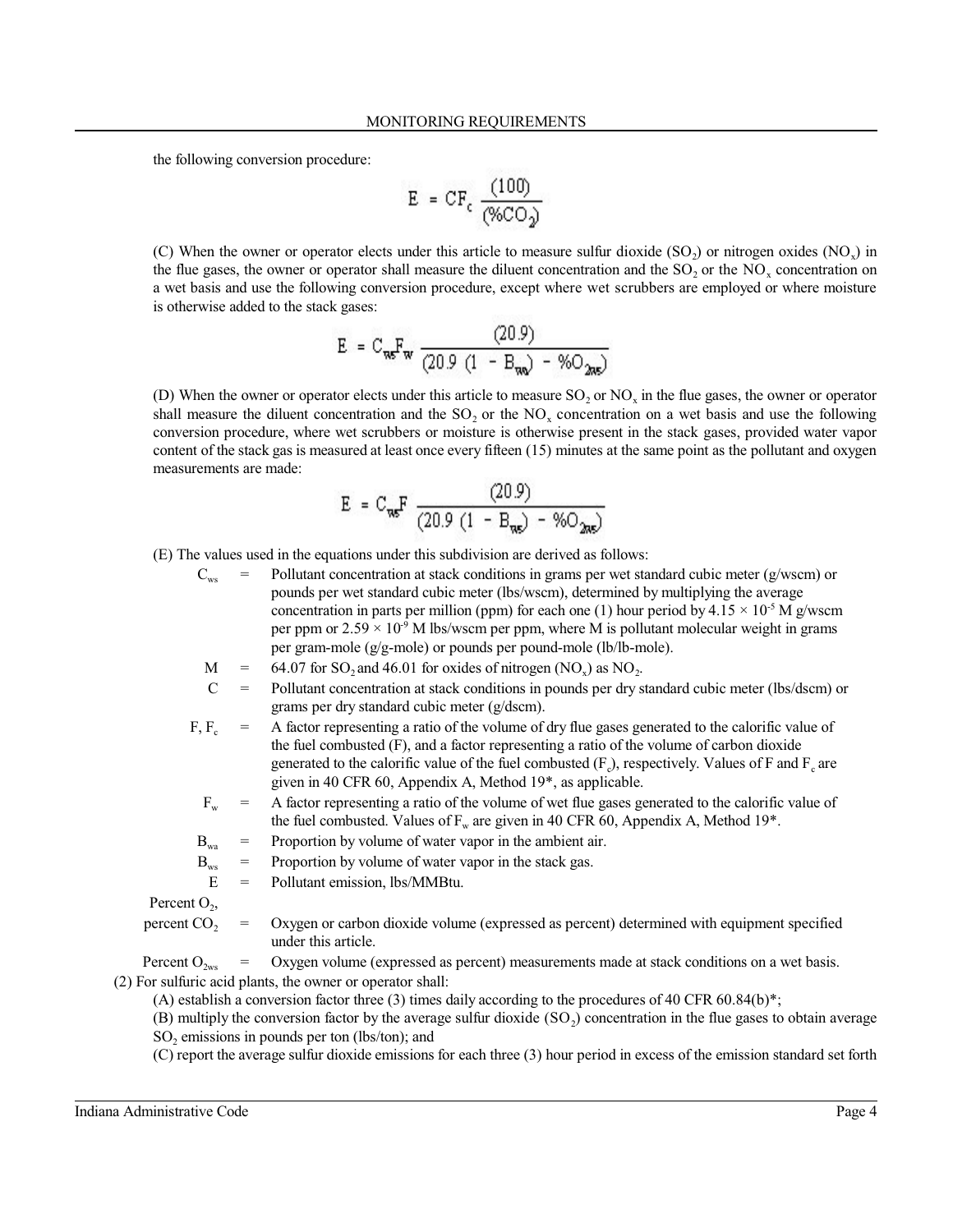the following conversion procedure:

$$E = CF_c \frac{(100)}{(\%CO_2)}$$

(C) When the owner or operator elects under this article to measure sulfur dioxide ($SO_2$) or nitrogen oxides ($NO_x$) in the flue gases, the owner or operator shall measure the diluent concentration and the $SO_2$ or the $NO_x$ concentration on a wet basis and use the following conversion procedure, except where wet scrubbers are employed or where moisture is otherwise added to the stack gases:

$$E = C_{ws}F_w \frac{(20.9)}{(20.9\ (1 - B_{wa}) - \%O_{2ws})}$$

(D) When the owner or operator elects under this article to measure $SO_2$ or $NO_x$ in the flue gases, the owner or operator shall measure the diluent concentration and the $SO_2$ or the $NO_x$ concentration on a wet basis and use the following conversion procedure, where wet scrubbers or moisture is otherwise present in the stack gases, provided water vapor content of the stack gas is measured at least once every fifteen (15) minutes at the same point as the pollutant and oxygen measurements are made:

$$E = C_{ws}F \frac{(20.9)}{(20.9\ (1 - B_{ws}) - \%O_{2ws})}$$

(E) The values used in the equations under this subdivision are derived as follows:

$C_{ws}$ = Pollutant concentration at stack conditions in grams per wet standard cubic meter (g/wscm) or pounds per wet standard cubic meter (lbs/wscm), determined by multiplying the average concentration in parts per million (ppm) for each one (1) hour period by $4.15 \times 10^{-5}$ M g/wscm per ppm or $2.59 \times 10^{-9}$ M lbs/wscm per ppm, where M is pollutant molecular weight in grams per gram-mole (g/g-mole) or pounds per pound-mole (lb/lb-mole).

M = 64.07 for $SO_2$ and 46.01 for oxides of nitrogen ($NO_x$) as $NO_2$.

C = Pollutant concentration at stack conditions in pounds per dry standard cubic meter (lbs/dscm) or grams per dry standard cubic meter (g/dscm).

F, $F_c$ = A factor representing a ratio of the volume of dry flue gases generated to the calorific value of the fuel combusted (F), and a factor representing a ratio of the volume of carbon dioxide generated to the calorific value of the fuel combusted ($F_c$), respectively. Values of F and $F_c$ are given in 40 CFR 60, Appendix A, Method 19*, as applicable.

$F_w$ = A factor representing a ratio of the volume of wet flue gases generated to the calorific value of the fuel combusted. Values of $F_w$ are given in 40 CFR 60, Appendix A, Method 19*.

$B_{wa}$ = Proportion by volume of water vapor in the ambient air.

$B_{ws}$ = Proportion by volume of water vapor in the stack gas.

E = Pollutant emission, lbs/MMBtu.

Percent $O_2$, percent $CO_2$ = Oxygen or carbon dioxide volume (expressed as percent) determined with equipment specified under this article.

Percent $O_{2ws}$ = Oxygen volume (expressed as percent) measurements made at stack conditions on a wet basis.

(2) For sulfuric acid plants, the owner or operator shall:

(A) establish a conversion factor three (3) times daily according to the procedures of 40 CFR 60.84(b)*;

(B) multiply the conversion factor by the average sulfur dioxide ($SO_2$) concentration in the flue gases to obtain average $SO_2$ emissions in pounds per ton (lbs/ton); and

(C) report the average sulfur dioxide emissions for each three (3) hour period in excess of the emission standard set forth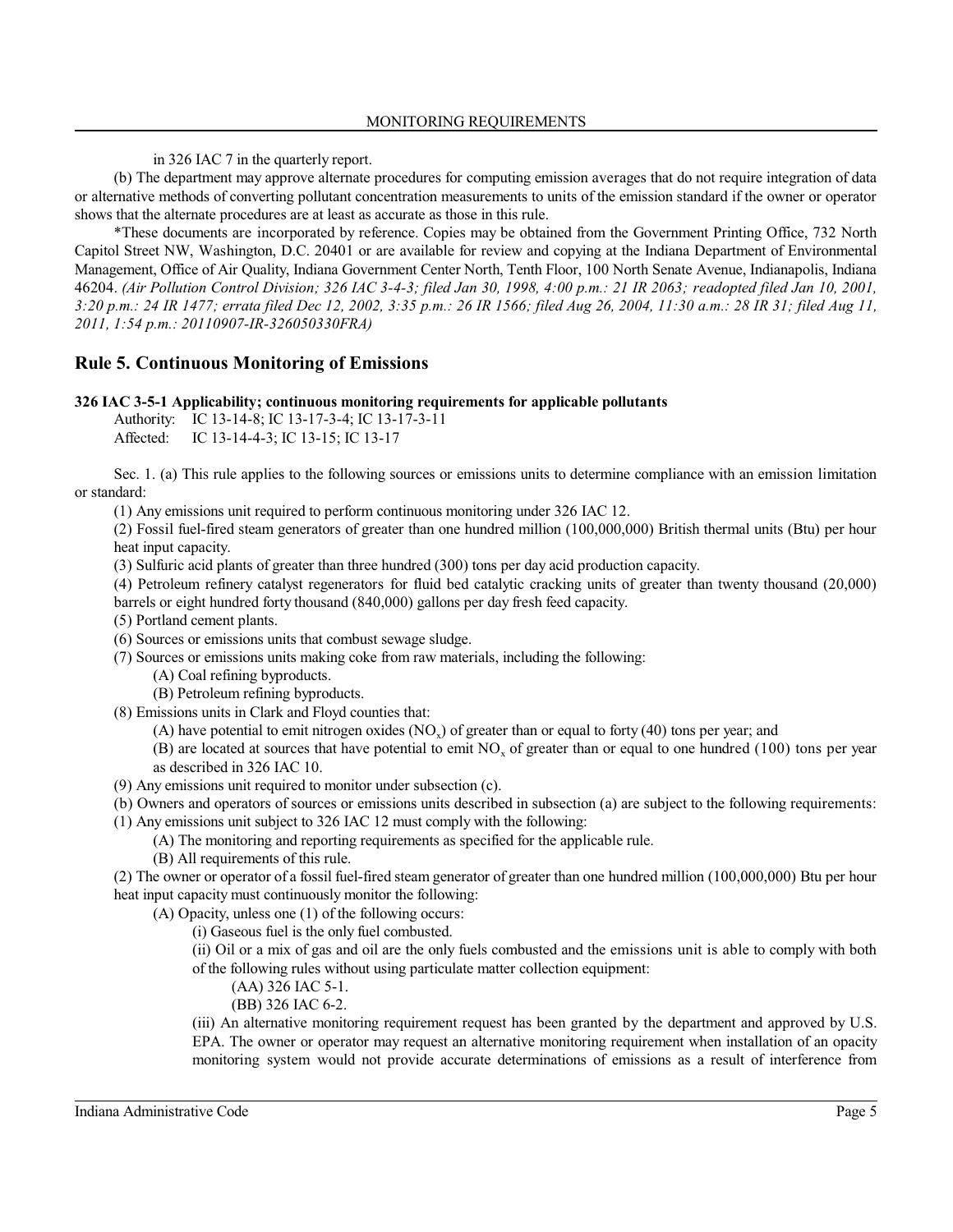in 326 IAC 7 in the quarterly report.

(b) The department may approve alternate procedures for computing emission averages that do not require integration of data or alternative methods of converting pollutant concentration measurements to units of the emission standard if the owner or operator shows that the alternate procedures are at least as accurate as those in this rule.

*These documents are incorporated by reference. Copies may be obtained from the Government Printing Office, 732 North Capitol Street NW, Washington, D.C. 20401 or are available for review and copying at the Indiana Department of Environmental Management, Office of Air Quality, Indiana Government Center North, Tenth Floor, 100 North Senate Avenue, Indianapolis, Indiana 46204. *(Air Pollution Control Division; 326 IAC 3-4-3; filed Jan 30, 1998, 4:00 p.m.: 21 IR 2063; readopted filed Jan 10, 2001, 3:20 p.m.: 24 IR 1477; errata filed Dec 12, 2002, 3:35 p.m.: 26 IR 1566; filed Aug 26, 2004, 11:30 a.m.: 28 IR 31; filed Aug 11, 2011, 1:54 p.m.: 20110907-IR-326050330FRA)*

## Rule 5. Continuous Monitoring of Emissions

**326 IAC 3-5-1 Applicability; continuous monitoring requirements for applicable pollutants**

Authority: IC 13-14-8; IC 13-17-3-4; IC 13-17-3-11
Affected: IC 13-14-4-3; IC 13-15; IC 13-17

Sec. 1. (a) This rule applies to the following sources or emissions units to determine compliance with an emission limitation or standard:

(1) Any emissions unit required to perform continuous monitoring under 326 IAC 12.

(2) Fossil fuel-fired steam generators of greater than one hundred million (100,000,000) British thermal units (Btu) per hour heat input capacity.

(3) Sulfuric acid plants of greater than three hundred (300) tons per day acid production capacity.

(4) Petroleum refinery catalyst regenerators for fluid bed catalytic cracking units of greater than twenty thousand (20,000) barrels or eight hundred forty thousand (840,000) gallons per day fresh feed capacity.

(5) Portland cement plants.

(6) Sources or emissions units that combust sewage sludge.

(7) Sources or emissions units making coke from raw materials, including the following:

(A) Coal refining byproducts.

(B) Petroleum refining byproducts.

(8) Emissions units in Clark and Floyd counties that:

(A) have potential to emit nitrogen oxides ($NO_x$) of greater than or equal to forty (40) tons per year; and

(B) are located at sources that have potential to emit $NO_x$ of greater than or equal to one hundred (100) tons per year as described in 326 IAC 10.

(9) Any emissions unit required to monitor under subsection (c).

(b) Owners and operators of sources or emissions units described in subsection (a) are subject to the following requirements:

(1) Any emissions unit subject to 326 IAC 12 must comply with the following:

(A) The monitoring and reporting requirements as specified for the applicable rule.

(B) All requirements of this rule.

(2) The owner or operator of a fossil fuel-fired steam generator of greater than one hundred million (100,000,000) Btu per hour heat input capacity must continuously monitor the following:

(A) Opacity, unless one (1) of the following occurs:

(i) Gaseous fuel is the only fuel combusted.

(ii) Oil or a mix of gas and oil are the only fuels combusted and the emissions unit is able to comply with both of the following rules without using particulate matter collection equipment:

(AA) 326 IAC 5-1.

(BB) 326 IAC 6-2.

(iii) An alternative monitoring requirement request has been granted by the department and approved by U.S. EPA. The owner or operator may request an alternative monitoring requirement when installation of an opacity monitoring system would not provide accurate determinations of emissions as a result of interference from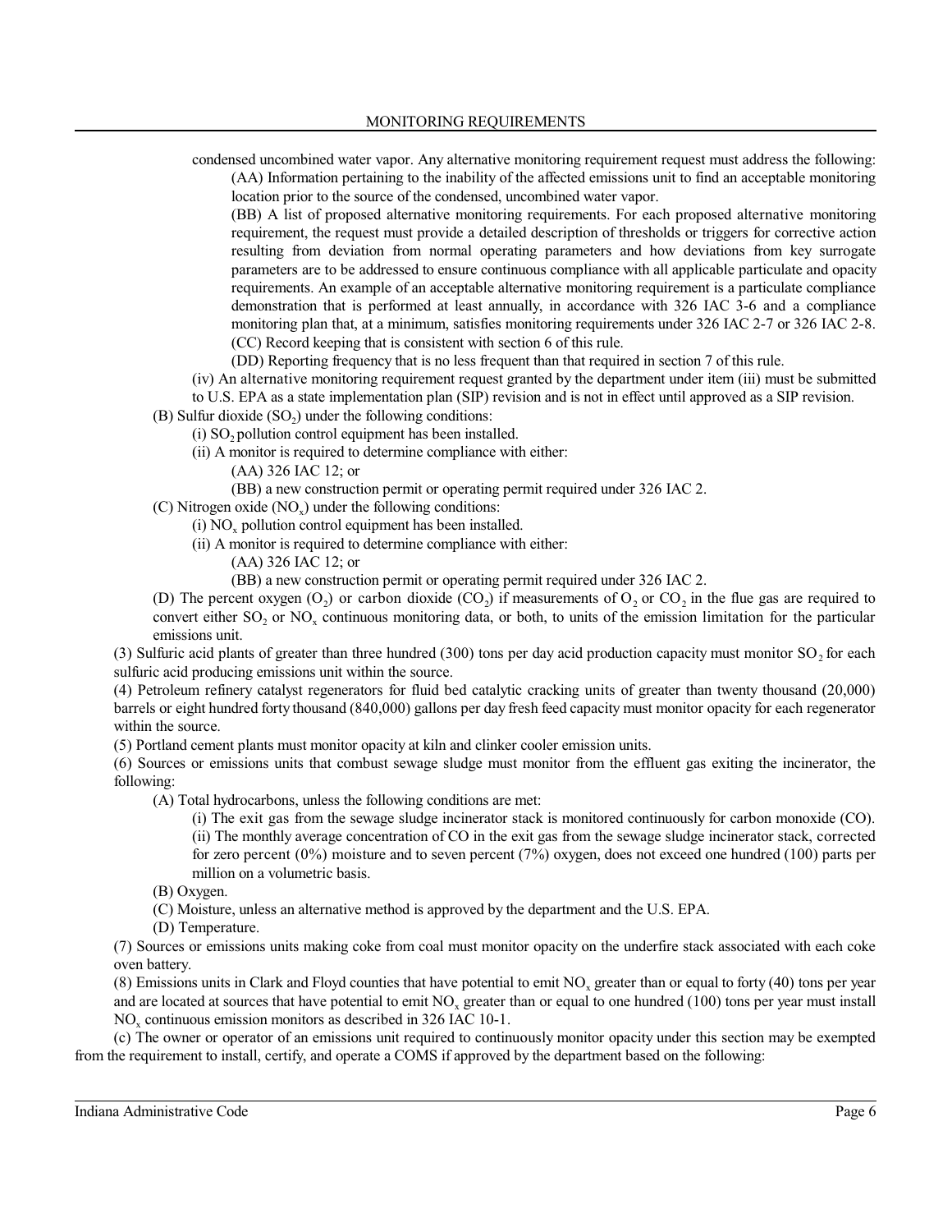condensed uncombined water vapor. Any alternative monitoring requirement request must address the following:

(AA) Information pertaining to the inability of the affected emissions unit to find an acceptable monitoring location prior to the source of the condensed, uncombined water vapor.

(BB) A list of proposed alternative monitoring requirements. For each proposed alternative monitoring requirement, the request must provide a detailed description of thresholds or triggers for corrective action resulting from deviation from normal operating parameters and how deviations from key surrogate parameters are to be addressed to ensure continuous compliance with all applicable particulate and opacity requirements. An example of an acceptable alternative monitoring requirement is a particulate compliance demonstration that is performed at least annually, in accordance with 326 IAC 3-6 and a compliance monitoring plan that, at a minimum, satisfies monitoring requirements under 326 IAC 2-7 or 326 IAC 2-8.

(CC) Record keeping that is consistent with section 6 of this rule.

(DD) Reporting frequency that is no less frequent than that required in section 7 of this rule.

(iv) An alternative monitoring requirement request granted by the department under item (iii) must be submitted to U.S. EPA as a state implementation plan (SIP) revision and is not in effect until approved as a SIP revision.

(B) Sulfur dioxide ($SO_2$) under the following conditions:

(i) $SO_2$ pollution control equipment has been installed.

(ii) A monitor is required to determine compliance with either:

(AA) 326 IAC 12; or

(BB) a new construction permit or operating permit required under 326 IAC 2.

(C) Nitrogen oxide ($NO_x$) under the following conditions:

(i) $NO_x$ pollution control equipment has been installed.

(ii) A monitor is required to determine compliance with either:

(AA) 326 IAC 12; or

(BB) a new construction permit or operating permit required under 326 IAC 2.

(D) The percent oxygen ($O_2$) or carbon dioxide ($CO_2$) if measurements of $O_2$ or $CO_2$ in the flue gas are required to convert either $SO_2$ or $NO_x$ continuous monitoring data, or both, to units of the emission limitation for the particular emissions unit.

(3) Sulfuric acid plants of greater than three hundred (300) tons per day acid production capacity must monitor $SO_2$ for each sulfuric acid producing emissions unit within the source.

(4) Petroleum refinery catalyst regenerators for fluid bed catalytic cracking units of greater than twenty thousand (20,000) barrels or eight hundred forty thousand (840,000) gallons per day fresh feed capacity must monitor opacity for each regenerator within the source.

(5) Portland cement plants must monitor opacity at kiln and clinker cooler emission units.

(6) Sources or emissions units that combust sewage sludge must monitor from the effluent gas exiting the incinerator, the following:

(A) Total hydrocarbons, unless the following conditions are met:

(i) The exit gas from the sewage sludge incinerator stack is monitored continuously for carbon monoxide (CO).

(ii) The monthly average concentration of CO in the exit gas from the sewage sludge incinerator stack, corrected for zero percent (0%) moisture and to seven percent (7%) oxygen, does not exceed one hundred (100) parts per million on a volumetric basis.

(B) Oxygen.

(C) Moisture, unless an alternative method is approved by the department and the U.S. EPA.

(D) Temperature.

(7) Sources or emissions units making coke from coal must monitor opacity on the underfire stack associated with each coke oven battery.

(8) Emissions units in Clark and Floyd counties that have potential to emit $NO_x$ greater than or equal to forty (40) tons per year and are located at sources that have potential to emit $NO_x$ greater than or equal to one hundred (100) tons per year must install $NO_x$ continuous emission monitors as described in 326 IAC 10-1.

(c) The owner or operator of an emissions unit required to continuously monitor opacity under this section may be exempted from the requirement to install, certify, and operate a COMS if approved by the department based on the following: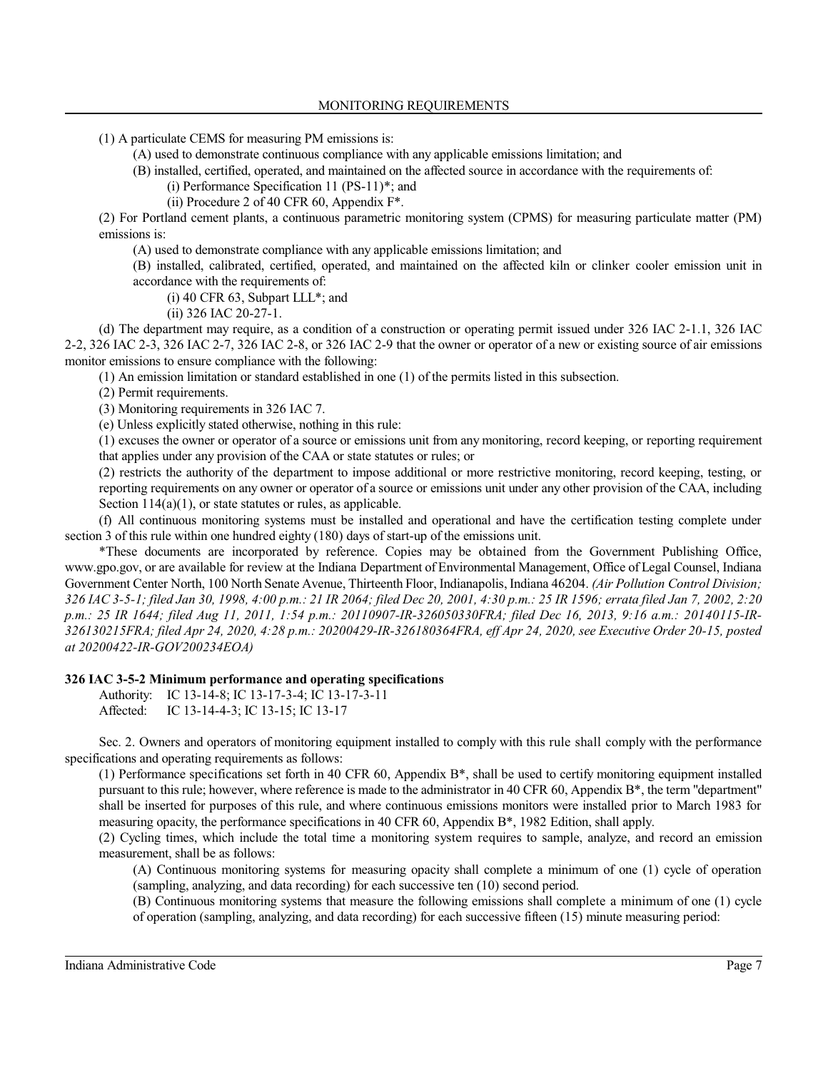(1) A particulate CEMS for measuring PM emissions is:

(A) used to demonstrate continuous compliance with any applicable emissions limitation; and

(B) installed, certified, operated, and maintained on the affected source in accordance with the requirements of:

(i) Performance Specification 11 (PS-11)*; and

(ii) Procedure 2 of 40 CFR 60, Appendix F*.

(2) For Portland cement plants, a continuous parametric monitoring system (CPMS) for measuring particulate matter (PM) emissions is:

(A) used to demonstrate compliance with any applicable emissions limitation; and

(B) installed, calibrated, certified, operated, and maintained on the affected kiln or clinker cooler emission unit in accordance with the requirements of:

(i) 40 CFR 63, Subpart LLL*; and

(ii) 326 IAC 20-27-1.

(d) The department may require, as a condition of a construction or operating permit issued under 326 IAC 2-1.1, 326 IAC 2-2, 326 IAC 2-3, 326 IAC 2-7, 326 IAC 2-8, or 326 IAC 2-9 that the owner or operator of a new or existing source of air emissions monitor emissions to ensure compliance with the following:

(1) An emission limitation or standard established in one (1) of the permits listed in this subsection.

(2) Permit requirements.

(3) Monitoring requirements in 326 IAC 7.

(e) Unless explicitly stated otherwise, nothing in this rule:

(1) excuses the owner or operator of a source or emissions unit from any monitoring, record keeping, or reporting requirement that applies under any provision of the CAA or state statutes or rules; or

(2) restricts the authority of the department to impose additional or more restrictive monitoring, record keeping, testing, or reporting requirements on any owner or operator of a source or emissions unit under any other provision of the CAA, including Section 114(a)(1), or state statutes or rules, as applicable.

(f) All continuous monitoring systems must be installed and operational and have the certification testing complete under section 3 of this rule within one hundred eighty (180) days of start-up of the emissions unit.

*These documents are incorporated by reference. Copies may be obtained from the Government Publishing Office, www.gpo.gov, or are available for review at the Indiana Department of Environmental Management, Office of Legal Counsel, Indiana Government Center North, 100 North Senate Avenue, Thirteenth Floor, Indianapolis, Indiana 46204. *(Air Pollution Control Division; 326 IAC 3-5-1; filed Jan 30, 1998, 4:00 p.m.: 21 IR 2064; filed Dec 20, 2001, 4:30 p.m.: 25 IR 1596; errata filed Jan 7, 2002, 2:20 p.m.: 25 IR 1644; filed Aug 11, 2011, 1:54 p.m.: 20110907-IR-326050330FRA; filed Dec 16, 2013, 9:16 a.m.: 20140115-IR-326130215FRA; filed Apr 24, 2020, 4:28 p.m.: 20200429-IR-326180364FRA, eff Apr 24, 2020, see Executive Order 20-15, posted at 20200422-IR-GOV200234EOA)*

**326 IAC 3-5-2 Minimum performance and operating specifications**

Authority: IC 13-14-8; IC 13-17-3-4; IC 13-17-3-11
Affected: IC 13-14-4-3; IC 13-15; IC 13-17

Sec. 2. Owners and operators of monitoring equipment installed to comply with this rule shall comply with the performance specifications and operating requirements as follows:

(1) Performance specifications set forth in 40 CFR 60, Appendix B*, shall be used to certify monitoring equipment installed pursuant to this rule; however, where reference is made to the administrator in 40 CFR 60, Appendix B*, the term "department" shall be inserted for purposes of this rule, and where continuous emissions monitors were installed prior to March 1983 for measuring opacity, the performance specifications in 40 CFR 60, Appendix B*, 1982 Edition, shall apply.

(2) Cycling times, which include the total time a monitoring system requires to sample, analyze, and record an emission measurement, shall be as follows:

(A) Continuous monitoring systems for measuring opacity shall complete a minimum of one (1) cycle of operation (sampling, analyzing, and data recording) for each successive ten (10) second period.

(B) Continuous monitoring systems that measure the following emissions shall complete a minimum of one (1) cycle of operation (sampling, analyzing, and data recording) for each successive fifteen (15) minute measuring period: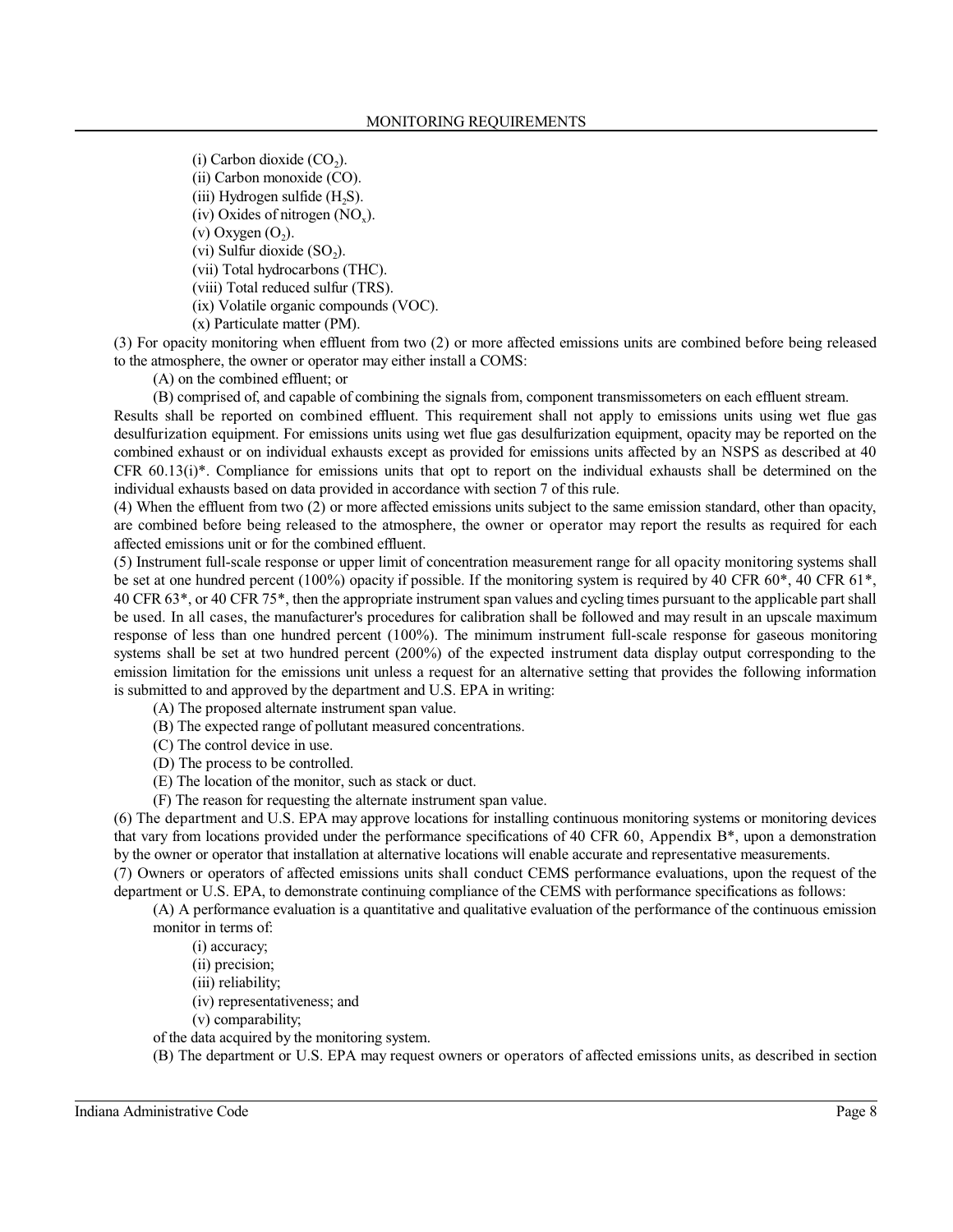(i) Carbon dioxide ($CO_2$).

(ii) Carbon monoxide (CO).

(iii) Hydrogen sulfide ($H_2S$).

(iv) Oxides of nitrogen ($NO_x$).

(v) Oxygen ($O_2$).

(vi) Sulfur dioxide ($SO_2$).

(vii) Total hydrocarbons (THC).

(viii) Total reduced sulfur (TRS).

(ix) Volatile organic compounds (VOC).

(x) Particulate matter (PM).

(3) For opacity monitoring when effluent from two (2) or more affected emissions units are combined before being released to the atmosphere, the owner or operator may either install a COMS:

(A) on the combined effluent; or

(B) comprised of, and capable of combining the signals from, component transmissometers on each effluent stream.

Results shall be reported on combined effluent. This requirement shall not apply to emissions units using wet flue gas desulfurization equipment. For emissions units using wet flue gas desulfurization equipment, opacity may be reported on the combined exhaust or on individual exhausts except as provided for emissions units affected by an NSPS as described at 40 CFR 60.13(i)*. Compliance for emissions units that opt to report on the individual exhausts shall be determined on the individual exhausts based on data provided in accordance with section 7 of this rule.

(4) When the effluent from two (2) or more affected emissions units subject to the same emission standard, other than opacity, are combined before being released to the atmosphere, the owner or operator may report the results as required for each affected emissions unit or for the combined effluent.

(5) Instrument full-scale response or upper limit of concentration measurement range for all opacity monitoring systems shall be set at one hundred percent (100%) opacity if possible. If the monitoring system is required by 40 CFR 60*, 40 CFR 61*, 40 CFR 63*, or 40 CFR 75*, then the appropriate instrument span values and cycling times pursuant to the applicable part shall be used. In all cases, the manufacturer's procedures for calibration shall be followed and may result in an upscale maximum response of less than one hundred percent (100%). The minimum instrument full-scale response for gaseous monitoring systems shall be set at two hundred percent (200%) of the expected instrument data display output corresponding to the emission limitation for the emissions unit unless a request for an alternative setting that provides the following information is submitted to and approved by the department and U.S. EPA in writing:

(A) The proposed alternate instrument span value.

(B) The expected range of pollutant measured concentrations.

(C) The control device in use.

(D) The process to be controlled.

(E) The location of the monitor, such as stack or duct.

(F) The reason for requesting the alternate instrument span value.

(6) The department and U.S. EPA may approve locations for installing continuous monitoring systems or monitoring devices that vary from locations provided under the performance specifications of 40 CFR 60, Appendix B*, upon a demonstration by the owner or operator that installation at alternative locations will enable accurate and representative measurements.

(7) Owners or operators of affected emissions units shall conduct CEMS performance evaluations, upon the request of the department or U.S. EPA, to demonstrate continuing compliance of the CEMS with performance specifications as follows:

(A) A performance evaluation is a quantitative and qualitative evaluation of the performance of the continuous emission monitor in terms of:

(i) accuracy;

(ii) precision;

(iii) reliability;

(iv) representativeness; and

(v) comparability;

of the data acquired by the monitoring system.

(B) The department or U.S. EPA may request owners or operators of affected emissions units, as described in section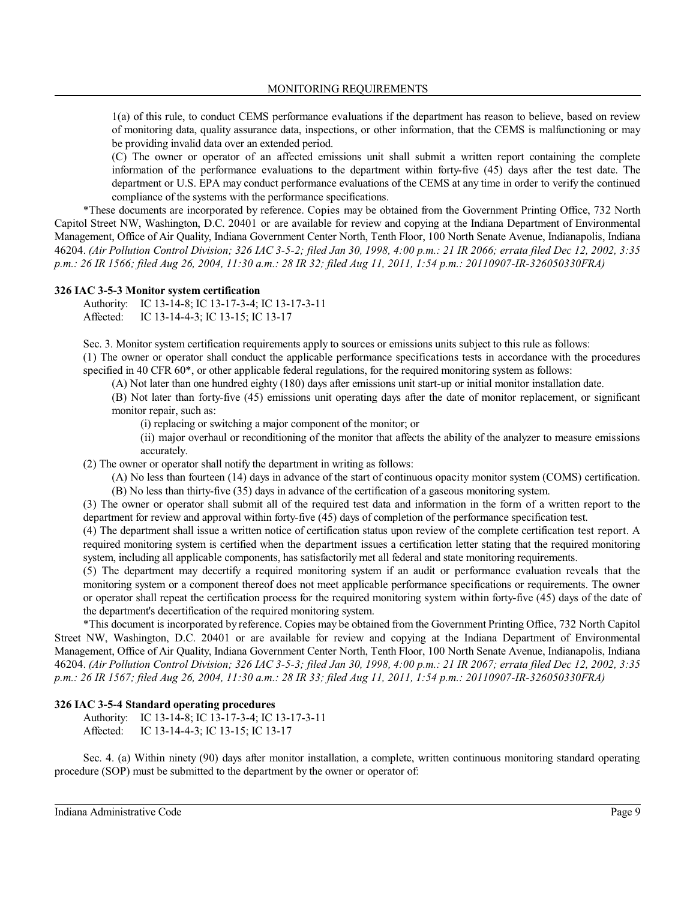1(a) of this rule, to conduct CEMS performance evaluations if the department has reason to believe, based on review of monitoring data, quality assurance data, inspections, or other information, that the CEMS is malfunctioning or may be providing invalid data over an extended period.

(C) The owner or operator of an affected emissions unit shall submit a written report containing the complete information of the performance evaluations to the department within forty-five (45) days after the test date. The department or U.S. EPA may conduct performance evaluations of the CEMS at any time in order to verify the continued compliance of the systems with the performance specifications.

*These documents are incorporated by reference. Copies may be obtained from the Government Printing Office, 732 North Capitol Street NW, Washington, D.C. 20401 or are available for review and copying at the Indiana Department of Environmental Management, Office of Air Quality, Indiana Government Center North, Tenth Floor, 100 North Senate Avenue, Indianapolis, Indiana 46204. *(Air Pollution Control Division; 326 IAC 3-5-2; filed Jan 30, 1998, 4:00 p.m.: 21 IR 2066; errata filed Dec 12, 2002, 3:35 p.m.: 26 IR 1566; filed Aug 26, 2004, 11:30 a.m.: 28 IR 32; filed Aug 11, 2011, 1:54 p.m.: 20110907-IR-326050330FRA)*

**326 IAC 3-5-3 Monitor system certification**

Authority: IC 13-14-8; IC 13-17-3-4; IC 13-17-3-11
Affected: IC 13-14-4-3; IC 13-15; IC 13-17

Sec. 3. Monitor system certification requirements apply to sources or emissions units subject to this rule as follows:

(1) The owner or operator shall conduct the applicable performance specifications tests in accordance with the procedures specified in 40 CFR 60*, or other applicable federal regulations, for the required monitoring system as follows:

(A) Not later than one hundred eighty (180) days after emissions unit start-up or initial monitor installation date.

(B) Not later than forty-five (45) emissions unit operating days after the date of monitor replacement, or significant monitor repair, such as:

(i) replacing or switching a major component of the monitor; or

(ii) major overhaul or reconditioning of the monitor that affects the ability of the analyzer to measure emissions accurately.

(2) The owner or operator shall notify the department in writing as follows:

(A) No less than fourteen (14) days in advance of the start of continuous opacity monitor system (COMS) certification.

(B) No less than thirty-five (35) days in advance of the certification of a gaseous monitoring system.

(3) The owner or operator shall submit all of the required test data and information in the form of a written report to the department for review and approval within forty-five (45) days of completion of the performance specification test.

(4) The department shall issue a written notice of certification status upon review of the complete certification test report. A required monitoring system is certified when the department issues a certification letter stating that the required monitoring system, including all applicable components, has satisfactorily met all federal and state monitoring requirements.

(5) The department may decertify a required monitoring system if an audit or performance evaluation reveals that the monitoring system or a component thereof does not meet applicable performance specifications or requirements. The owner or operator shall repeat the certification process for the required monitoring system within forty-five (45) days of the date of the department's decertification of the required monitoring system.

*This document is incorporated by reference. Copies may be obtained from the Government Printing Office, 732 North Capitol Street NW, Washington, D.C. 20401 or are available for review and copying at the Indiana Department of Environmental Management, Office of Air Quality, Indiana Government Center North, Tenth Floor, 100 North Senate Avenue, Indianapolis, Indiana 46204. *(Air Pollution Control Division; 326 IAC 3-5-3; filed Jan 30, 1998, 4:00 p.m.: 21 IR 2067; errata filed Dec 12, 2002, 3:35 p.m.: 26 IR 1567; filed Aug 26, 2004, 11:30 a.m.: 28 IR 33; filed Aug 11, 2011, 1:54 p.m.: 20110907-IR-326050330FRA)*

**326 IAC 3-5-4 Standard operating procedures**

Authority: IC 13-14-8; IC 13-17-3-4; IC 13-17-3-11
Affected: IC 13-14-4-3; IC 13-15; IC 13-17

Sec. 4. (a) Within ninety (90) days after monitor installation, a complete, written continuous monitoring standard operating procedure (SOP) must be submitted to the department by the owner or operator of: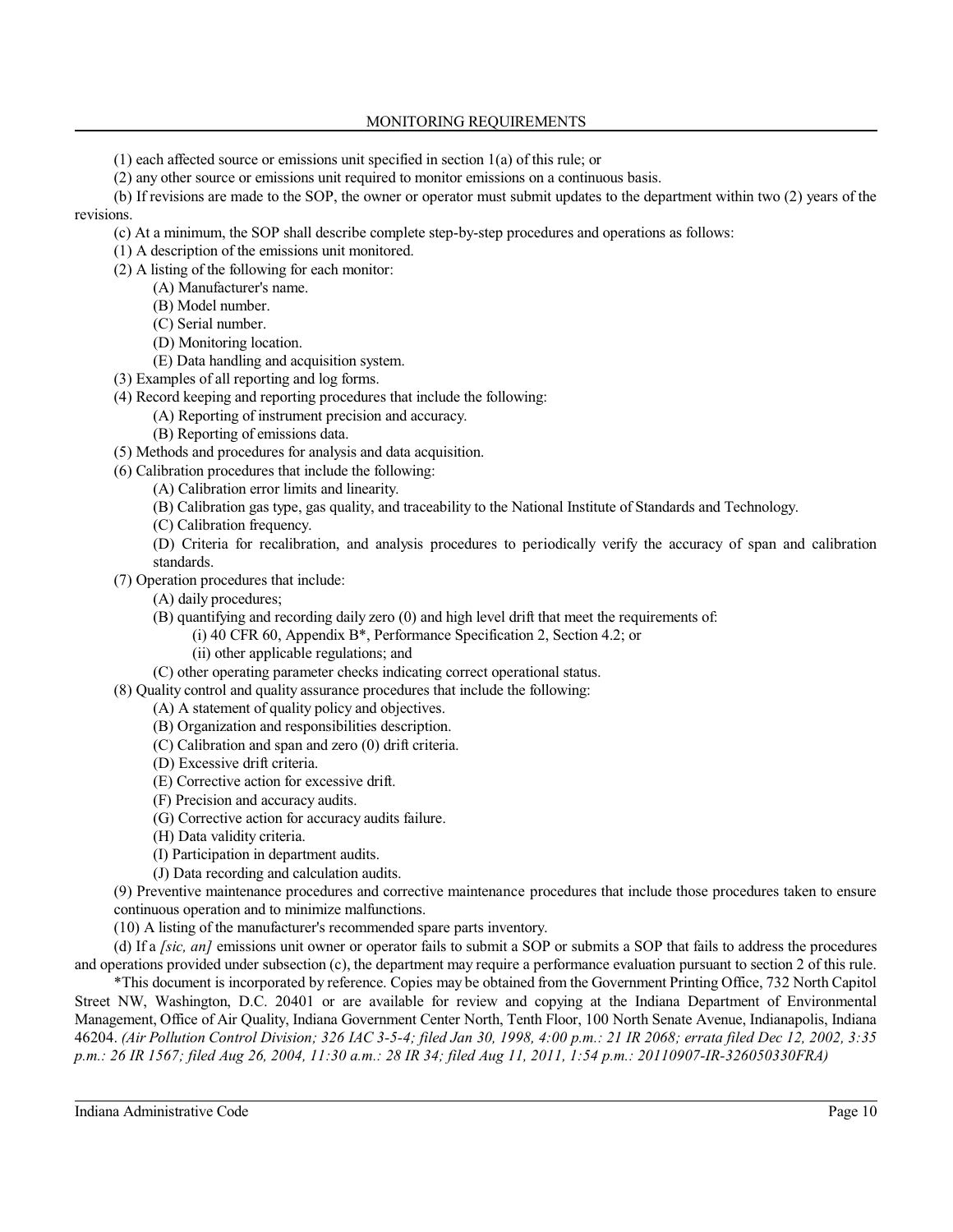(1) each affected source or emissions unit specified in section 1(a) of this rule; or

(2) any other source or emissions unit required to monitor emissions on a continuous basis.

(b) If revisions are made to the SOP, the owner or operator must submit updates to the department within two (2) years of the revisions.

(c) At a minimum, the SOP shall describe complete step-by-step procedures and operations as follows:

(1) A description of the emissions unit monitored.

(2) A listing of the following for each monitor:

(A) Manufacturer's name.

(B) Model number.

(C) Serial number.

(D) Monitoring location.

(E) Data handling and acquisition system.

(3) Examples of all reporting and log forms.

(4) Record keeping and reporting procedures that include the following:

(A) Reporting of instrument precision and accuracy.

(B) Reporting of emissions data.

(5) Methods and procedures for analysis and data acquisition.

(6) Calibration procedures that include the following:

(A) Calibration error limits and linearity.

(B) Calibration gas type, gas quality, and traceability to the National Institute of Standards and Technology.

(C) Calibration frequency.

(D) Criteria for recalibration, and analysis procedures to periodically verify the accuracy of span and calibration standards.

(7) Operation procedures that include:

(A) daily procedures;

(B) quantifying and recording daily zero (0) and high level drift that meet the requirements of:

(i) 40 CFR 60, Appendix B*, Performance Specification 2, Section 4.2; or

(ii) other applicable regulations; and

(C) other operating parameter checks indicating correct operational status.

(8) Quality control and quality assurance procedures that include the following:

(A) A statement of quality policy and objectives.

(B) Organization and responsibilities description.

(C) Calibration and span and zero (0) drift criteria.

(D) Excessive drift criteria.

(E) Corrective action for excessive drift.

(F) Precision and accuracy audits.

(G) Corrective action for accuracy audits failure.

(H) Data validity criteria.

(I) Participation in department audits.

(J) Data recording and calculation audits.

(9) Preventive maintenance procedures and corrective maintenance procedures that include those procedures taken to ensure continuous operation and to minimize malfunctions.

(10) A listing of the manufacturer's recommended spare parts inventory.

(d) If a *[sic, an]* emissions unit owner or operator fails to submit a SOP or submits a SOP that fails to address the procedures and operations provided under subsection (c), the department may require a performance evaluation pursuant to section 2 of this rule.

*This document is incorporated by reference. Copies may be obtained from the Government Printing Office, 732 North Capitol Street NW, Washington, D.C. 20401 or are available for review and copying at the Indiana Department of Environmental Management, Office of Air Quality, Indiana Government Center North, Tenth Floor, 100 North Senate Avenue, Indianapolis, Indiana 46204. *(Air Pollution Control Division; 326 IAC 3-5-4; filed Jan 30, 1998, 4:00 p.m.: 21 IR 2068; errata filed Dec 12, 2002, 3:35 p.m.: 26 IR 1567; filed Aug 26, 2004, 11:30 a.m.: 28 IR 34; filed Aug 11, 2011, 1:54 p.m.: 20110907-IR-326050330FRA)*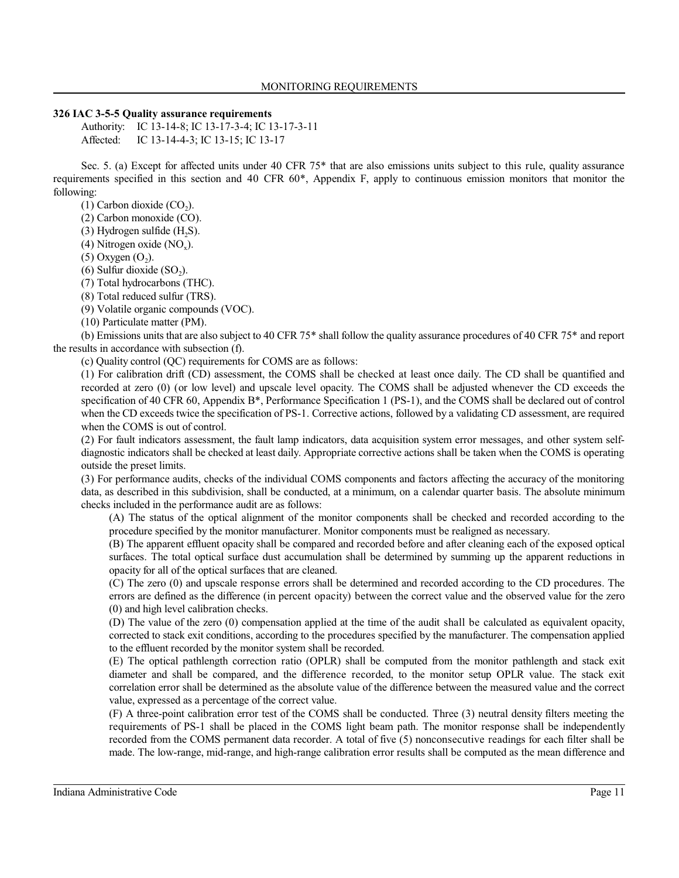**326 IAC 3-5-5 Quality assurance requirements**

Authority: IC 13-14-8; IC 13-17-3-4; IC 13-17-3-11
Affected: IC 13-14-4-3; IC 13-15; IC 13-17

Sec. 5. (a) Except for affected units under 40 CFR 75* that are also emissions units subject to this rule, quality assurance requirements specified in this section and 40 CFR 60*, Appendix F, apply to continuous emission monitors that monitor the following:

(1) Carbon dioxide ($CO_2$).
(2) Carbon monoxide (CO).
(3) Hydrogen sulfide ($H_2S$).
(4) Nitrogen oxide ($NO_x$).
(5) Oxygen ($O_2$).
(6) Sulfur dioxide ($SO_2$).
(7) Total hydrocarbons (THC).
(8) Total reduced sulfur (TRS).
(9) Volatile organic compounds (VOC).
(10) Particulate matter (PM).

(b) Emissions units that are also subject to 40 CFR 75* shall follow the quality assurance procedures of 40 CFR 75* and report the results in accordance with subsection (f).

(c) Quality control (QC) requirements for COMS are as follows:

(1) For calibration drift (CD) assessment, the COMS shall be checked at least once daily. The CD shall be quantified and recorded at zero (0) (or low level) and upscale level opacity. The COMS shall be adjusted whenever the CD exceeds the specification of 40 CFR 60, Appendix B*, Performance Specification 1 (PS-1), and the COMS shall be declared out of control when the CD exceeds twice the specification of PS-1. Corrective actions, followed by a validating CD assessment, are required when the COMS is out of control.

(2) For fault indicators assessment, the fault lamp indicators, data acquisition system error messages, and other system self-diagnostic indicators shall be checked at least daily. Appropriate corrective actions shall be taken when the COMS is operating outside the preset limits.

(3) For performance audits, checks of the individual COMS components and factors affecting the accuracy of the monitoring data, as described in this subdivision, shall be conducted, at a minimum, on a calendar quarter basis. The absolute minimum checks included in the performance audit are as follows:

(A) The status of the optical alignment of the monitor components shall be checked and recorded according to the procedure specified by the monitor manufacturer. Monitor components must be realigned as necessary.

(B) The apparent effluent opacity shall be compared and recorded before and after cleaning each of the exposed optical surfaces. The total optical surface dust accumulation shall be determined by summing up the apparent reductions in opacity for all of the optical surfaces that are cleaned.

(C) The zero (0) and upscale response errors shall be determined and recorded according to the CD procedures. The errors are defined as the difference (in percent opacity) between the correct value and the observed value for the zero (0) and high level calibration checks.

(D) The value of the zero (0) compensation applied at the time of the audit shall be calculated as equivalent opacity, corrected to stack exit conditions, according to the procedures specified by the manufacturer. The compensation applied to the effluent recorded by the monitor system shall be recorded.

(E) The optical pathlength correction ratio (OPLR) shall be computed from the monitor pathlength and stack exit diameter and shall be compared, and the difference recorded, to the monitor setup OPLR value. The stack exit correlation error shall be determined as the absolute value of the difference between the measured value and the correct value, expressed as a percentage of the correct value.

(F) A three-point calibration error test of the COMS shall be conducted. Three (3) neutral density filters meeting the requirements of PS-1 shall be placed in the COMS light beam path. The monitor response shall be independently recorded from the COMS permanent data recorder. A total of five (5) nonconsecutive readings for each filter shall be made. The low-range, mid-range, and high-range calibration error results shall be computed as the mean difference and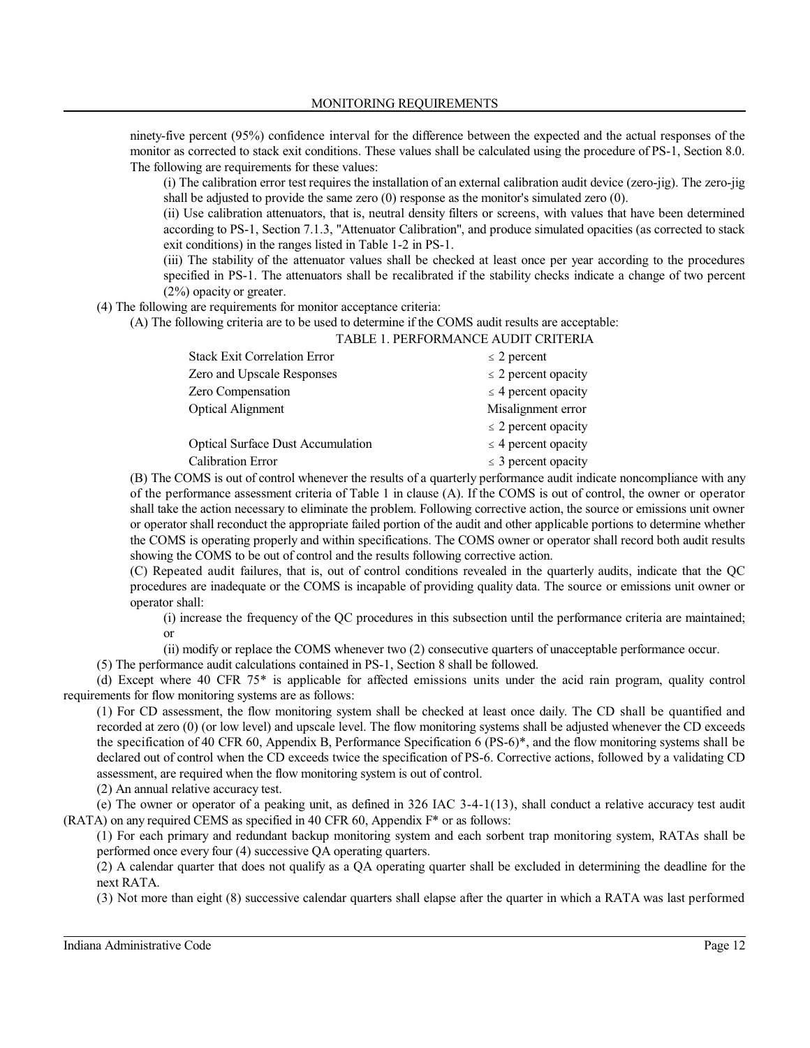ninety-five percent (95%) confidence interval for the difference between the expected and the actual responses of the monitor as corrected to stack exit conditions. These values shall be calculated using the procedure of PS-1, Section 8.0. The following are requirements for these values:

(i) The calibration error test requires the installation of an external calibration audit device (zero-jig). The zero-jig shall be adjusted to provide the same zero (0) response as the monitor's simulated zero (0).

(ii) Use calibration attenuators, that is, neutral density filters or screens, with values that have been determined according to PS-1, Section 7.1.3, "Attenuator Calibration", and produce simulated opacities (as corrected to stack exit conditions) in the ranges listed in Table 1-2 in PS-1.

(iii) The stability of the attenuator values shall be checked at least once per year according to the procedures specified in PS-1. The attenuators shall be recalibrated if the stability checks indicate a change of two percent (2%) opacity or greater.

(4) The following are requirements for monitor acceptance criteria:

(A) The following criteria are to be used to determine if the COMS audit results are acceptable:

TABLE 1. PERFORMANCE AUDIT CRITERIA

| | |
|---|---|
| Stack Exit Correlation Error | ≤ 2 percent |
| Zero and Upscale Responses | ≤ 2 percent opacity |
| Zero Compensation | ≤ 4 percent opacity |
| Optical Alignment | Misalignment error ≤ 2 percent opacity |
| Optical Surface Dust Accumulation | ≤ 4 percent opacity |
| Calibration Error | ≤ 3 percent opacity |

(B) The COMS is out of control whenever the results of a quarterly performance audit indicate noncompliance with any of the performance assessment criteria of Table 1 in clause (A). If the COMS is out of control, the owner or operator shall take the action necessary to eliminate the problem. Following corrective action, the source or emissions unit owner or operator shall reconduct the appropriate failed portion of the audit and other applicable portions to determine whether the COMS is operating properly and within specifications. The COMS owner or operator shall record both audit results showing the COMS to be out of control and the results following corrective action.

(C) Repeated audit failures, that is, out of control conditions revealed in the quarterly audits, indicate that the QC procedures are inadequate or the COMS is incapable of providing quality data. The source or emissions unit owner or operator shall:

(i) increase the frequency of the QC procedures in this subsection until the performance criteria are maintained; or

(ii) modify or replace the COMS whenever two (2) consecutive quarters of unacceptable performance occur.

(5) The performance audit calculations contained in PS-1, Section 8 shall be followed.

(d) Except where 40 CFR 75* is applicable for affected emissions units under the acid rain program, quality control requirements for flow monitoring systems are as follows:

(1) For CD assessment, the flow monitoring system shall be checked at least once daily. The CD shall be quantified and recorded at zero (0) (or low level) and upscale level. The flow monitoring systems shall be adjusted whenever the CD exceeds the specification of 40 CFR 60, Appendix B, Performance Specification 6 (PS-6)*, and the flow monitoring systems shall be declared out of control when the CD exceeds twice the specification of PS-6. Corrective actions, followed by a validating CD assessment, are required when the flow monitoring system is out of control.

(2) An annual relative accuracy test.

(e) The owner or operator of a peaking unit, as defined in 326 IAC 3-4-1(13), shall conduct a relative accuracy test audit (RATA) on any required CEMS as specified in 40 CFR 60, Appendix F* or as follows:

(1) For each primary and redundant backup monitoring system and each sorbent trap monitoring system, RATAs shall be performed once every four (4) successive QA operating quarters.

(2) A calendar quarter that does not qualify as a QA operating quarter shall be excluded in determining the deadline for the next RATA.

(3) Not more than eight (8) successive calendar quarters shall elapse after the quarter in which a RATA was last performed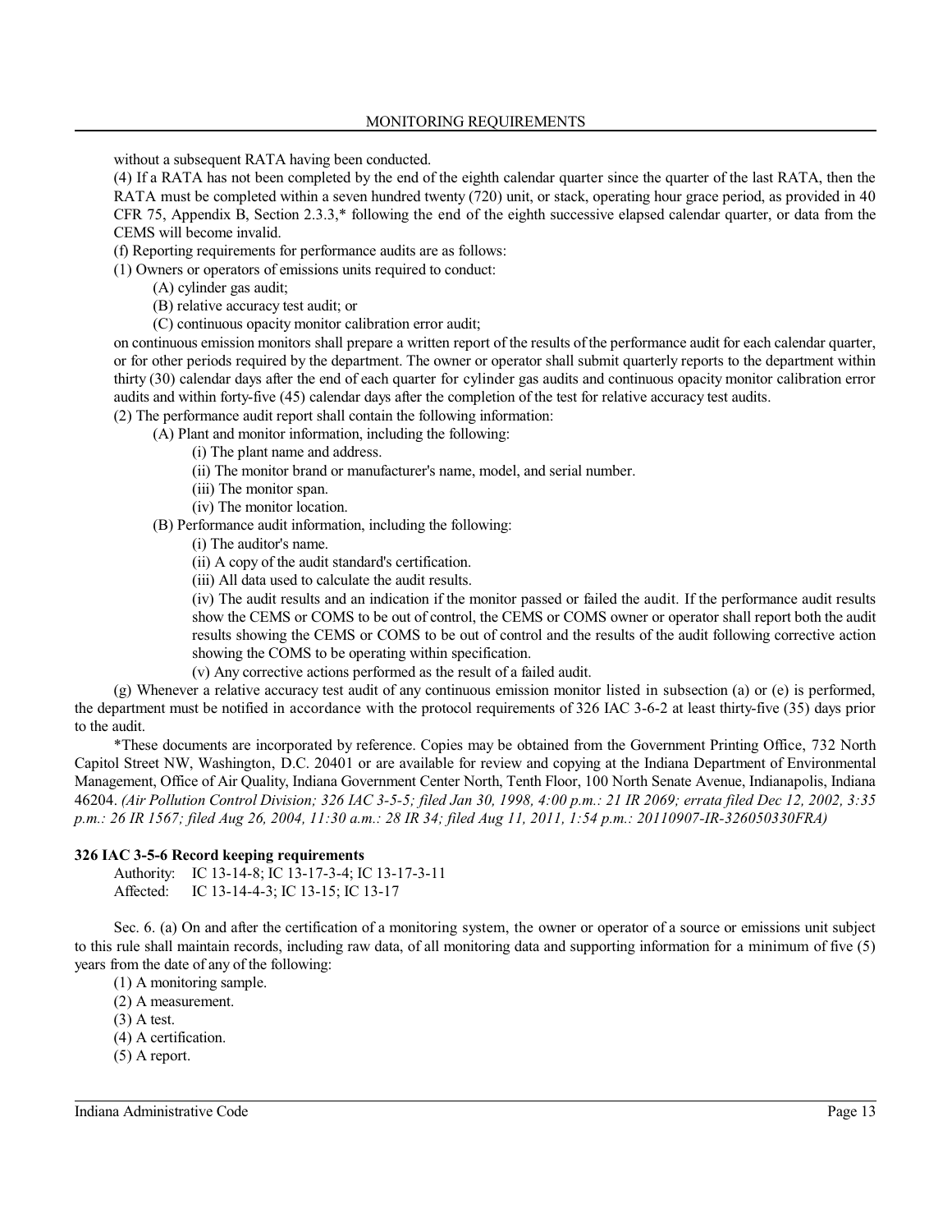without a subsequent RATA having been conducted.

(4) If a RATA has not been completed by the end of the eighth calendar quarter since the quarter of the last RATA, then the RATA must be completed within a seven hundred twenty (720) unit, or stack, operating hour grace period, as provided in 40 CFR 75, Appendix B, Section 2.3.3,* following the end of the eighth successive elapsed calendar quarter, or data from the CEMS will become invalid.

(f) Reporting requirements for performance audits are as follows:

(1) Owners or operators of emissions units required to conduct:

(A) cylinder gas audit;

(B) relative accuracy test audit; or

(C) continuous opacity monitor calibration error audit;

on continuous emission monitors shall prepare a written report of the results of the performance audit for each calendar quarter, or for other periods required by the department. The owner or operator shall submit quarterly reports to the department within thirty (30) calendar days after the end of each quarter for cylinder gas audits and continuous opacity monitor calibration error audits and within forty-five (45) calendar days after the completion of the test for relative accuracy test audits.

(2) The performance audit report shall contain the following information:

(A) Plant and monitor information, including the following:

(i) The plant name and address.

(ii) The monitor brand or manufacturer's name, model, and serial number.

(iii) The monitor span.

(iv) The monitor location.

(B) Performance audit information, including the following:

(i) The auditor's name.

(ii) A copy of the audit standard's certification.

(iii) All data used to calculate the audit results.

(iv) The audit results and an indication if the monitor passed or failed the audit. If the performance audit results show the CEMS or COMS to be out of control, the CEMS or COMS owner or operator shall report both the audit results showing the CEMS or COMS to be out of control and the results of the audit following corrective action showing the COMS to be operating within specification.

(v) Any corrective actions performed as the result of a failed audit.

(g) Whenever a relative accuracy test audit of any continuous emission monitor listed in subsection (a) or (e) is performed, the department must be notified in accordance with the protocol requirements of 326 IAC 3-6-2 at least thirty-five (35) days prior to the audit.

*These documents are incorporated by reference. Copies may be obtained from the Government Printing Office, 732 North Capitol Street NW, Washington, D.C. 20401 or are available for review and copying at the Indiana Department of Environmental Management, Office of Air Quality, Indiana Government Center North, Tenth Floor, 100 North Senate Avenue, Indianapolis, Indiana 46204. *(Air Pollution Control Division; 326 IAC 3-5-5; filed Jan 30, 1998, 4:00 p.m.: 21 IR 2069; errata filed Dec 12, 2002, 3:35 p.m.: 26 IR 1567; filed Aug 26, 2004, 11:30 a.m.: 28 IR 34; filed Aug 11, 2011, 1:54 p.m.: 20110907-IR-326050330FRA)*

**326 IAC 3-5-6 Record keeping requirements**

Authority: IC 13-14-8; IC 13-17-3-4; IC 13-17-3-11
Affected: IC 13-14-4-3; IC 13-15; IC 13-17

Sec. 6. (a) On and after the certification of a monitoring system, the owner or operator of a source or emissions unit subject to this rule shall maintain records, including raw data, of all monitoring data and supporting information for a minimum of five (5) years from the date of any of the following:

(1) A monitoring sample.

(2) A measurement.

(3) A test.

(4) A certification.

(5) A report.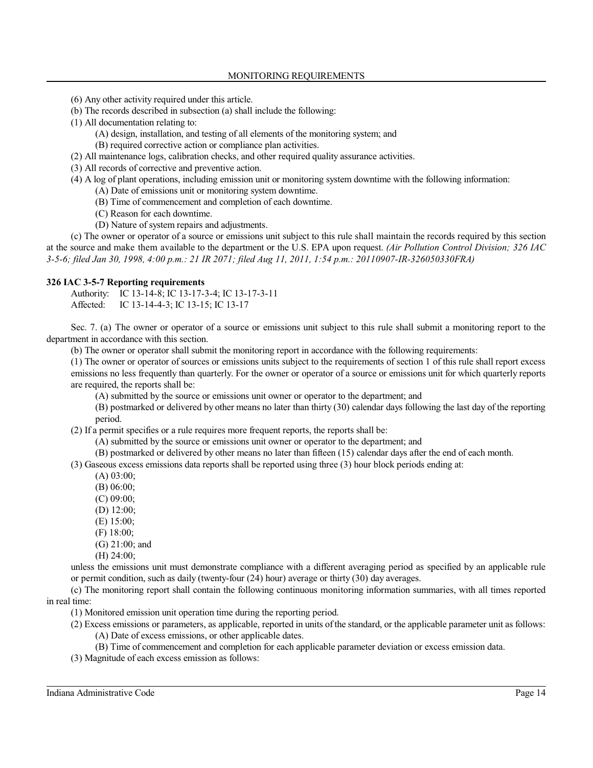(6) Any other activity required under this article.

(b) The records described in subsection (a) shall include the following:

(1) All documentation relating to:

(A) design, installation, and testing of all elements of the monitoring system; and

(B) required corrective action or compliance plan activities.

(2) All maintenance logs, calibration checks, and other required quality assurance activities.

(3) All records of corrective and preventive action.

(4) A log of plant operations, including emission unit or monitoring system downtime with the following information:

(A) Date of emissions unit or monitoring system downtime.

(B) Time of commencement and completion of each downtime.

(C) Reason for each downtime.

(D) Nature of system repairs and adjustments.

(c) The owner or operator of a source or emissions unit subject to this rule shall maintain the records required by this section at the source and make them available to the department or the U.S. EPA upon request. *(Air Pollution Control Division; 326 IAC 3-5-6; filed Jan 30, 1998, 4:00 p.m.: 21 IR 2071; filed Aug 11, 2011, 1:54 p.m.: 20110907-IR-326050330FRA)*

**326 IAC 3-5-7 Reporting requirements**

Authority: IC 13-14-8; IC 13-17-3-4; IC 13-17-3-11
Affected: IC 13-14-4-3; IC 13-15; IC 13-17

Sec. 7. (a) The owner or operator of a source or emissions unit subject to this rule shall submit a monitoring report to the department in accordance with this section.

(b) The owner or operator shall submit the monitoring report in accordance with the following requirements:

(1) The owner or operator of sources or emissions units subject to the requirements of section 1 of this rule shall report excess emissions no less frequently than quarterly. For the owner or operator of a source or emissions unit for which quarterly reports are required, the reports shall be:

(A) submitted by the source or emissions unit owner or operator to the department; and

(B) postmarked or delivered by other means no later than thirty (30) calendar days following the last day of the reporting period.

(2) If a permit specifies or a rule requires more frequent reports, the reports shall be:

(A) submitted by the source or emissions unit owner or operator to the department; and

(B) postmarked or delivered by other means no later than fifteen (15) calendar days after the end of each month.

(3) Gaseous excess emissions data reports shall be reported using three (3) hour block periods ending at:

(A) 03:00;

(B) 06:00;

(C) 09:00;

(D) 12:00;

(E) 15:00;

(F) 18:00;

(G) 21:00; and

(H) 24:00;

unless the emissions unit must demonstrate compliance with a different averaging period as specified by an applicable rule or permit condition, such as daily (twenty-four (24) hour) average or thirty (30) day averages.

(c) The monitoring report shall contain the following continuous monitoring information summaries, with all times reported in real time:

(1) Monitored emission unit operation time during the reporting period.

(2) Excess emissions or parameters, as applicable, reported in units of the standard, or the applicable parameter unit as follows:

(A) Date of excess emissions, or other applicable dates.

(B) Time of commencement and completion for each applicable parameter deviation or excess emission data.

(3) Magnitude of each excess emission as follows: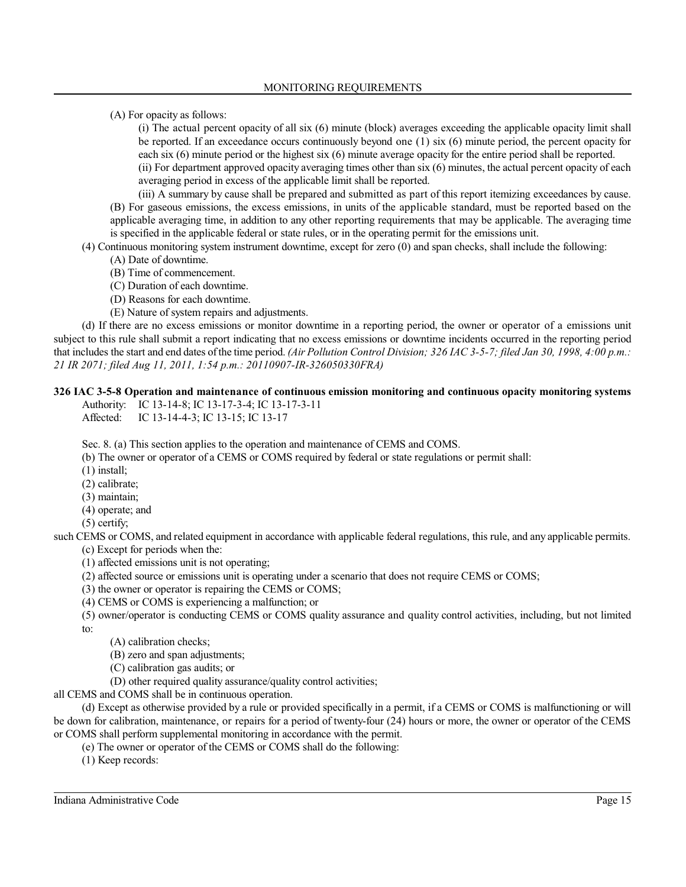(A) For opacity as follows:

(i) The actual percent opacity of all six (6) minute (block) averages exceeding the applicable opacity limit shall be reported. If an exceedance occurs continuously beyond one (1) six (6) minute period, the percent opacity for each six (6) minute period or the highest six (6) minute average opacity for the entire period shall be reported.

(ii) For department approved opacity averaging times other than six (6) minutes, the actual percent opacity of each averaging period in excess of the applicable limit shall be reported.

(iii) A summary by cause shall be prepared and submitted as part of this report itemizing exceedances by cause.

(B) For gaseous emissions, the excess emissions, in units of the applicable standard, must be reported based on the applicable averaging time, in addition to any other reporting requirements that may be applicable. The averaging time is specified in the applicable federal or state rules, or in the operating permit for the emissions unit.

(4) Continuous monitoring system instrument downtime, except for zero (0) and span checks, shall include the following:

(A) Date of downtime.

(B) Time of commencement.

(C) Duration of each downtime.

(D) Reasons for each downtime.

(E) Nature of system repairs and adjustments.

(d) If there are no excess emissions or monitor downtime in a reporting period, the owner or operator of a emissions unit subject to this rule shall submit a report indicating that no excess emissions or downtime incidents occurred in the reporting period that includes the start and end dates of the time period. *(Air Pollution Control Division; 326 IAC 3-5-7; filed Jan 30, 1998, 4:00 p.m.: 21 IR 2071; filed Aug 11, 2011, 1:54 p.m.: 20110907-IR-326050330FRA)*

**326 IAC 3-5-8 Operation and maintenance of continuous emission monitoring and continuous opacity monitoring systems**

Authority: IC 13-14-8; IC 13-17-3-4; IC 13-17-3-11
Affected: IC 13-14-4-3; IC 13-15; IC 13-17

Sec. 8. (a) This section applies to the operation and maintenance of CEMS and COMS.

(b) The owner or operator of a CEMS or COMS required by federal or state regulations or permit shall:

(1) install;

(2) calibrate;

(3) maintain;

(4) operate; and

(5) certify;

such CEMS or COMS, and related equipment in accordance with applicable federal regulations, this rule, and any applicable permits.

(c) Except for periods when the:

(1) affected emissions unit is not operating;

(2) affected source or emissions unit is operating under a scenario that does not require CEMS or COMS;

(3) the owner or operator is repairing the CEMS or COMS;

(4) CEMS or COMS is experiencing a malfunction; or

(5) owner/operator is conducting CEMS or COMS quality assurance and quality control activities, including, but not limited to:

(A) calibration checks;

(B) zero and span adjustments;

(C) calibration gas audits; or

(D) other required quality assurance/quality control activities;

all CEMS and COMS shall be in continuous operation.

(d) Except as otherwise provided by a rule or provided specifically in a permit, if a CEMS or COMS is malfunctioning or will be down for calibration, maintenance, or repairs for a period of twenty-four (24) hours or more, the owner or operator of the CEMS or COMS shall perform supplemental monitoring in accordance with the permit.

(e) The owner or operator of the CEMS or COMS shall do the following:

(1) Keep records: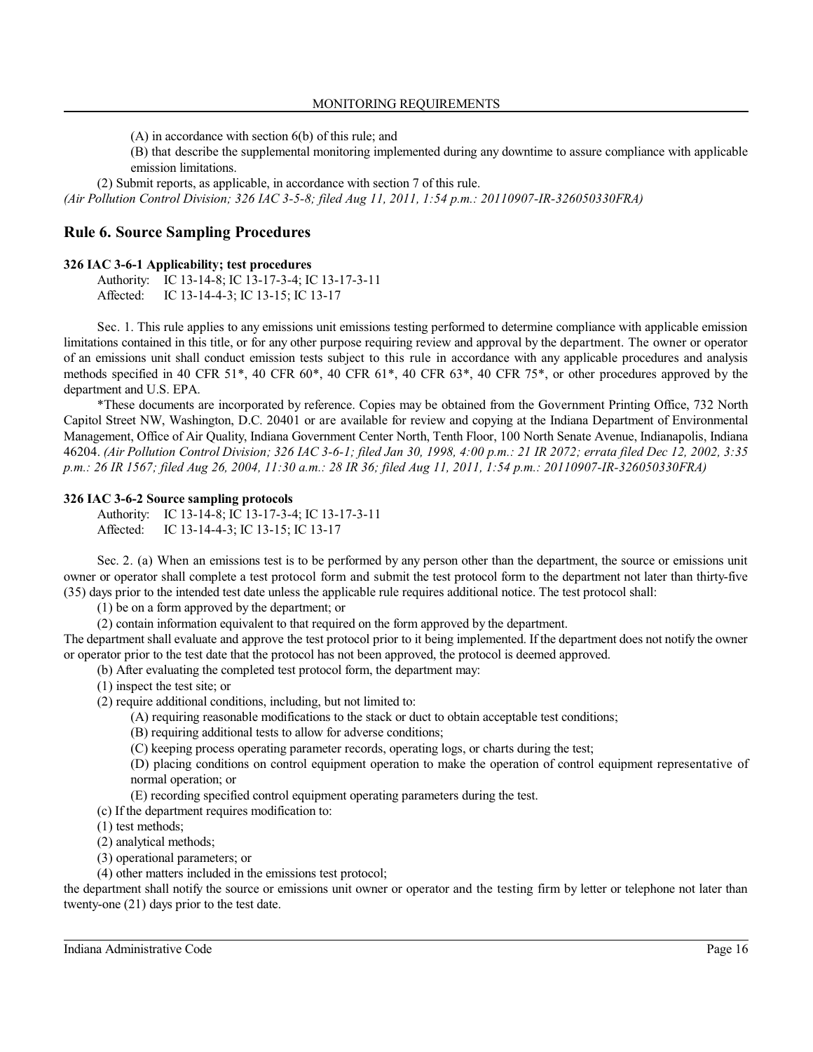(A) in accordance with section 6(b) of this rule; and

(B) that describe the supplemental monitoring implemented during any downtime to assure compliance with applicable emission limitations.

(2) Submit reports, as applicable, in accordance with section 7 of this rule.

*(Air Pollution Control Division; 326 IAC 3-5-8; filed Aug 11, 2011, 1:54 p.m.: 20110907-IR-326050330FRA)*

## Rule 6. Source Sampling Procedures

**326 IAC 3-6-1 Applicability; test procedures**

Authority: IC 13-14-8; IC 13-17-3-4; IC 13-17-3-11
Affected: IC 13-14-4-3; IC 13-15; IC 13-17

Sec. 1. This rule applies to any emissions unit emissions testing performed to determine compliance with applicable emission limitations contained in this title, or for any other purpose requiring review and approval by the department. The owner or operator of an emissions unit shall conduct emission tests subject to this rule in accordance with any applicable procedures and analysis methods specified in 40 CFR 51*, 40 CFR 60*, 40 CFR 61*, 40 CFR 63*, 40 CFR 75*, or other procedures approved by the department and U.S. EPA.

*These documents are incorporated by reference. Copies may be obtained from the Government Printing Office, 732 North Capitol Street NW, Washington, D.C. 20401 or are available for review and copying at the Indiana Department of Environmental Management, Office of Air Quality, Indiana Government Center North, Tenth Floor, 100 North Senate Avenue, Indianapolis, Indiana 46204. *(Air Pollution Control Division; 326 IAC 3-6-1; filed Jan 30, 1998, 4:00 p.m.: 21 IR 2072; errata filed Dec 12, 2002, 3:35 p.m.: 26 IR 1567; filed Aug 26, 2004, 11:30 a.m.: 28 IR 36; filed Aug 11, 2011, 1:54 p.m.: 20110907-IR-326050330FRA)*

**326 IAC 3-6-2 Source sampling protocols**

Authority: IC 13-14-8; IC 13-17-3-4; IC 13-17-3-11
Affected: IC 13-14-4-3; IC 13-15; IC 13-17

Sec. 2. (a) When an emissions test is to be performed by any person other than the department, the source or emissions unit owner or operator shall complete a test protocol form and submit the test protocol form to the department not later than thirty-five (35) days prior to the intended test date unless the applicable rule requires additional notice. The test protocol shall:

(1) be on a form approved by the department; or

(2) contain information equivalent to that required on the form approved by the department.

The department shall evaluate and approve the test protocol prior to it being implemented. If the department does not notify the owner or operator prior to the test date that the protocol has not been approved, the protocol is deemed approved.

(b) After evaluating the completed test protocol form, the department may:

(1) inspect the test site; or

(2) require additional conditions, including, but not limited to:

(A) requiring reasonable modifications to the stack or duct to obtain acceptable test conditions;

(B) requiring additional tests to allow for adverse conditions;

(C) keeping process operating parameter records, operating logs, or charts during the test;

(D) placing conditions on control equipment operation to make the operation of control equipment representative of normal operation; or

(E) recording specified control equipment operating parameters during the test.

(c) If the department requires modification to:

(1) test methods;

(2) analytical methods;

(3) operational parameters; or

(4) other matters included in the emissions test protocol;

the department shall notify the source or emissions unit owner or operator and the testing firm by letter or telephone not later than twenty-one (21) days prior to the test date.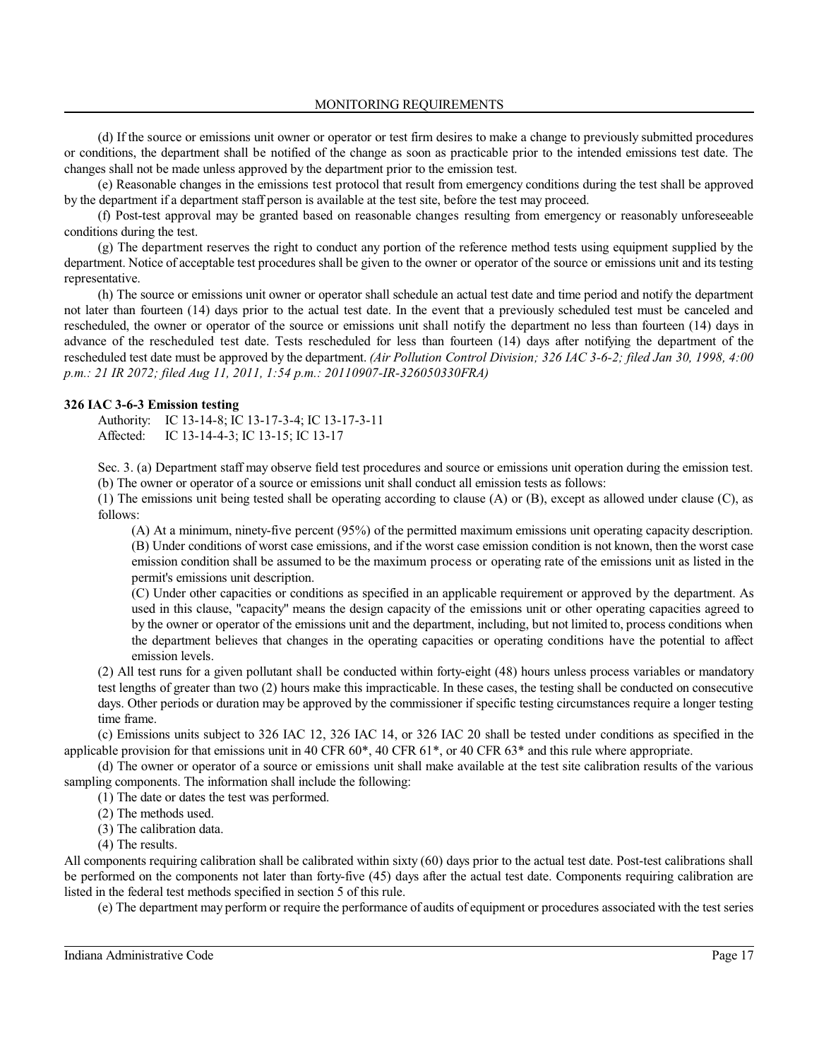(d) If the source or emissions unit owner or operator or test firm desires to make a change to previously submitted procedures or conditions, the department shall be notified of the change as soon as practicable prior to the intended emissions test date. The changes shall not be made unless approved by the department prior to the emission test.

(e) Reasonable changes in the emissions test protocol that result from emergency conditions during the test shall be approved by the department if a department staff person is available at the test site, before the test may proceed.

(f) Post-test approval may be granted based on reasonable changes resulting from emergency or reasonably unforeseeable conditions during the test.

(g) The department reserves the right to conduct any portion of the reference method tests using equipment supplied by the department. Notice of acceptable test procedures shall be given to the owner or operator of the source or emissions unit and its testing representative.

(h) The source or emissions unit owner or operator shall schedule an actual test date and time period and notify the department not later than fourteen (14) days prior to the actual test date. In the event that a previously scheduled test must be canceled and rescheduled, the owner or operator of the source or emissions unit shall notify the department no less than fourteen (14) days in advance of the rescheduled test date. Tests rescheduled for less than fourteen (14) days after notifying the department of the rescheduled test date must be approved by the department. *(Air Pollution Control Division; 326 IAC 3-6-2; filed Jan 30, 1998, 4:00 p.m.: 21 IR 2072; filed Aug 11, 2011, 1:54 p.m.: 20110907-IR-326050330FRA)*

**326 IAC 3-6-3 Emission testing**

Authority: IC 13-14-8; IC 13-17-3-4; IC 13-17-3-11
Affected: IC 13-14-4-3; IC 13-15; IC 13-17

Sec. 3. (a) Department staff may observe field test procedures and source or emissions unit operation during the emission test.

(b) The owner or operator of a source or emissions unit shall conduct all emission tests as follows:

(1) The emissions unit being tested shall be operating according to clause (A) or (B), except as allowed under clause (C), as follows:

(A) At a minimum, ninety-five percent (95%) of the permitted maximum emissions unit operating capacity description.

(B) Under conditions of worst case emissions, and if the worst case emission condition is not known, then the worst case emission condition shall be assumed to be the maximum process or operating rate of the emissions unit as listed in the permit's emissions unit description.

(C) Under other capacities or conditions as specified in an applicable requirement or approved by the department. As used in this clause, "capacity" means the design capacity of the emissions unit or other operating capacities agreed to by the owner or operator of the emissions unit and the department, including, but not limited to, process conditions when the department believes that changes in the operating capacities or operating conditions have the potential to affect emission levels.

(2) All test runs for a given pollutant shall be conducted within forty-eight (48) hours unless process variables or mandatory test lengths of greater than two (2) hours make this impracticable. In these cases, the testing shall be conducted on consecutive days. Other periods or duration may be approved by the commissioner if specific testing circumstances require a longer testing time frame.

(c) Emissions units subject to 326 IAC 12, 326 IAC 14, or 326 IAC 20 shall be tested under conditions as specified in the applicable provision for that emissions unit in 40 CFR 60*, 40 CFR 61*, or 40 CFR 63* and this rule where appropriate.

(d) The owner or operator of a source or emissions unit shall make available at the test site calibration results of the various sampling components. The information shall include the following:

(1) The date or dates the test was performed.

(2) The methods used.

(3) The calibration data.

(4) The results.

All components requiring calibration shall be calibrated within sixty (60) days prior to the actual test date. Post-test calibrations shall be performed on the components not later than forty-five (45) days after the actual test date. Components requiring calibration are listed in the federal test methods specified in section 5 of this rule.

(e) The department may perform or require the performance of audits of equipment or procedures associated with the test series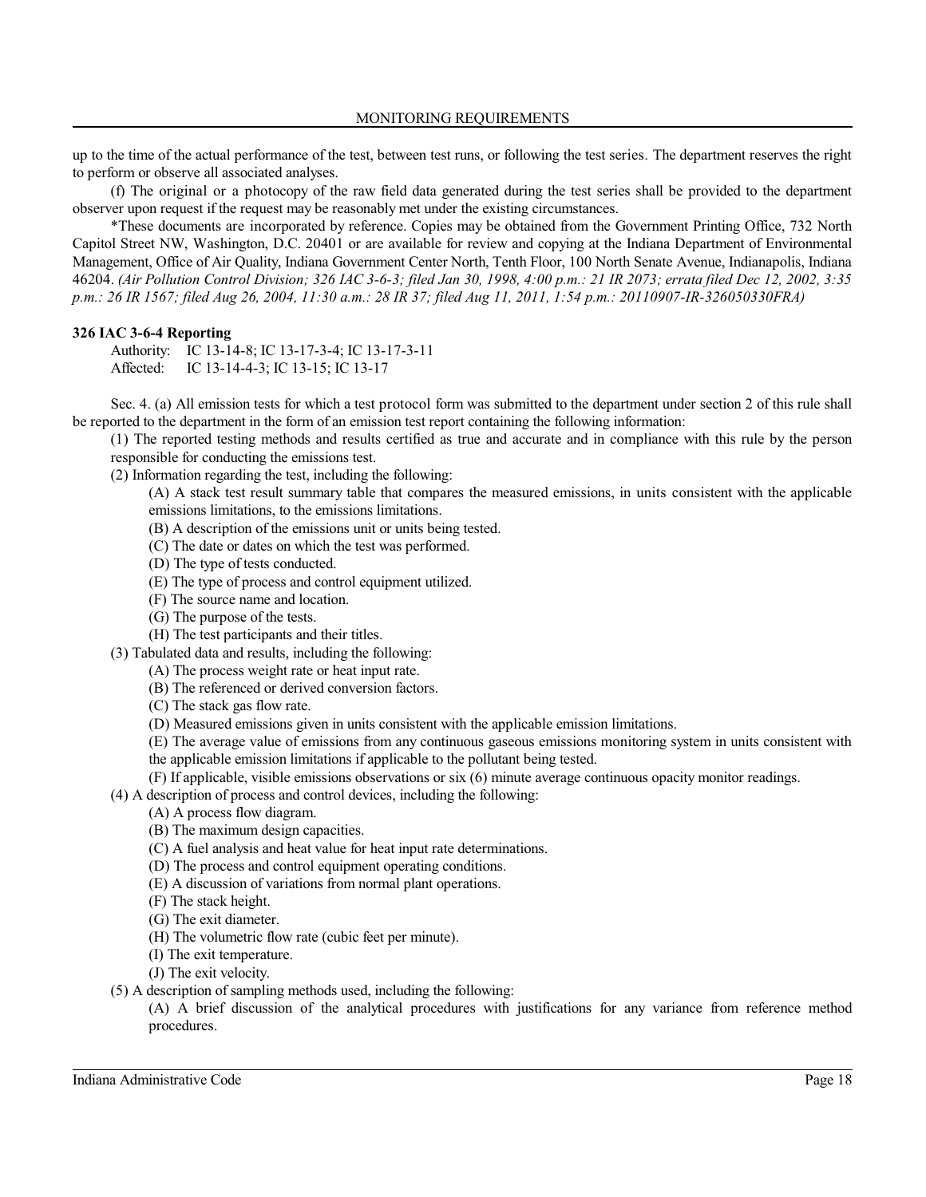up to the time of the actual performance of the test, between test runs, or following the test series. The department reserves the right to perform or observe all associated analyses.

(f) The original or a photocopy of the raw field data generated during the test series shall be provided to the department observer upon request if the request may be reasonably met under the existing circumstances.

*These documents are incorporated by reference. Copies may be obtained from the Government Printing Office, 732 North Capitol Street NW, Washington, D.C. 20401 or are available for review and copying at the Indiana Department of Environmental Management, Office of Air Quality, Indiana Government Center North, Tenth Floor, 100 North Senate Avenue, Indianapolis, Indiana 46204. *(Air Pollution Control Division; 326 IAC 3-6-3; filed Jan 30, 1998, 4:00 p.m.: 21 IR 2073; errata filed Dec 12, 2002, 3:35 p.m.: 26 IR 1567; filed Aug 26, 2004, 11:30 a.m.: 28 IR 37; filed Aug 11, 2011, 1:54 p.m.: 20110907-IR-326050330FRA)*

**326 IAC 3-6-4 Reporting**

Authority: IC 13-14-8; IC 13-17-3-4; IC 13-17-3-11
Affected: IC 13-14-4-3; IC 13-15; IC 13-17

Sec. 4. (a) All emission tests for which a test protocol form was submitted to the department under section 2 of this rule shall be reported to the department in the form of an emission test report containing the following information:

(1) The reported testing methods and results certified as true and accurate and in compliance with this rule by the person responsible for conducting the emissions test.

(2) Information regarding the test, including the following:

(A) A stack test result summary table that compares the measured emissions, in units consistent with the applicable emissions limitations, to the emissions limitations.
(B) A description of the emissions unit or units being tested.
(C) The date or dates on which the test was performed.
(D) The type of tests conducted.
(E) The type of process and control equipment utilized.
(F) The source name and location.
(G) The purpose of the tests.
(H) The test participants and their titles.

(3) Tabulated data and results, including the following:

(A) The process weight rate or heat input rate.
(B) The referenced or derived conversion factors.
(C) The stack gas flow rate.
(D) Measured emissions given in units consistent with the applicable emission limitations.
(E) The average value of emissions from any continuous gaseous emissions monitoring system in units consistent with the applicable emission limitations if applicable to the pollutant being tested.
(F) If applicable, visible emissions observations or six (6) minute average continuous opacity monitor readings.

(4) A description of process and control devices, including the following:

(A) A process flow diagram.
(B) The maximum design capacities.
(C) A fuel analysis and heat value for heat input rate determinations.
(D) The process and control equipment operating conditions.
(E) A discussion of variations from normal plant operations.
(F) The stack height.
(G) The exit diameter.
(H) The volumetric flow rate (cubic feet per minute).
(I) The exit temperature.
(J) The exit velocity.

(5) A description of sampling methods used, including the following:

(A) A brief discussion of the analytical procedures with justifications for any variance from reference method procedures.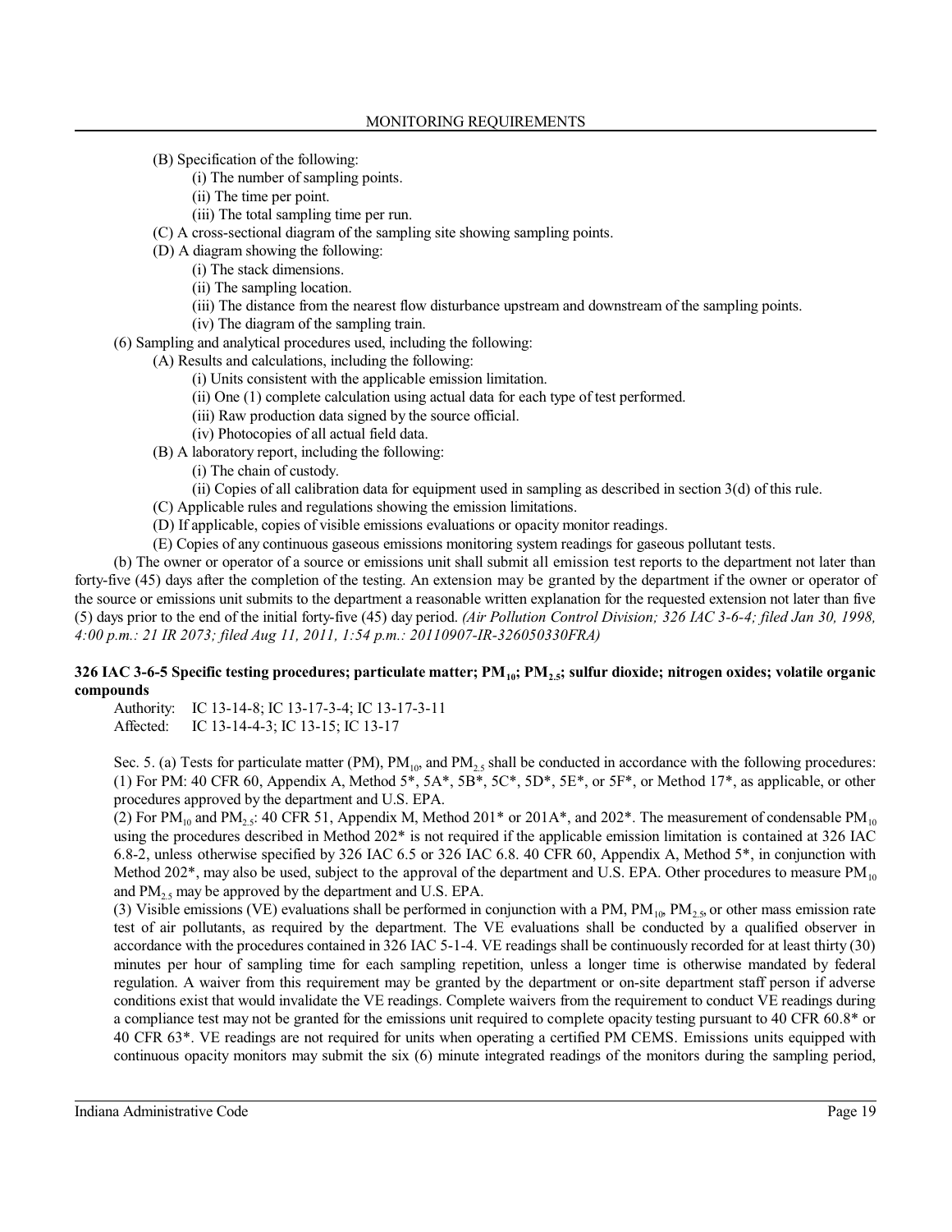(B) Specification of the following:

(i) The number of sampling points.

(ii) The time per point.

(iii) The total sampling time per run.

(C) A cross-sectional diagram of the sampling site showing sampling points.

(D) A diagram showing the following:

(i) The stack dimensions.

(ii) The sampling location.

(iii) The distance from the nearest flow disturbance upstream and downstream of the sampling points.

(iv) The diagram of the sampling train.

(6) Sampling and analytical procedures used, including the following:

(A) Results and calculations, including the following:

(i) Units consistent with the applicable emission limitation.

(ii) One (1) complete calculation using actual data for each type of test performed.

(iii) Raw production data signed by the source official.

(iv) Photocopies of all actual field data.

(B) A laboratory report, including the following:

(i) The chain of custody.

(ii) Copies of all calibration data for equipment used in sampling as described in section 3(d) of this rule.

(C) Applicable rules and regulations showing the emission limitations.

(D) If applicable, copies of visible emissions evaluations or opacity monitor readings.

(E) Copies of any continuous gaseous emissions monitoring system readings for gaseous pollutant tests.

(b) The owner or operator of a source or emissions unit shall submit all emission test reports to the department not later than forty-five (45) days after the completion of the testing. An extension may be granted by the department if the owner or operator of the source or emissions unit submits to the department a reasonable written explanation for the requested extension not later than five (5) days prior to the end of the initial forty-five (45) day period. *(Air Pollution Control Division; 326 IAC 3-6-4; filed Jan 30, 1998, 4:00 p.m.: 21 IR 2073; filed Aug 11, 2011, 1:54 p.m.: 20110907-IR-326050330FRA)*

**326 IAC 3-6-5 Specific testing procedures; particulate matter; $PM_{10}$; $PM_{2.5}$; sulfur dioxide; nitrogen oxides; volatile organic compounds**

Authority: IC 13-14-8; IC 13-17-3-4; IC 13-17-3-11
Affected: IC 13-14-4-3; IC 13-15; IC 13-17

Sec. 5. (a) Tests for particulate matter (PM), $PM_{10}$, and $PM_{2.5}$ shall be conducted in accordance with the following procedures:

(1) For PM: 40 CFR 60, Appendix A, Method 5*, 5A*, 5B*, 5C*, 5D*, 5E*, or 5F*, or Method 17*, as applicable, or other procedures approved by the department and U.S. EPA.

(2) For $PM_{10}$ and $PM_{2.5}$: 40 CFR 51, Appendix M, Method 201* or 201A*, and 202*. The measurement of condensable $PM_{10}$ using the procedures described in Method 202* is not required if the applicable emission limitation is contained at 326 IAC 6.8-2, unless otherwise specified by 326 IAC 6.5 or 326 IAC 6.8. 40 CFR 60, Appendix A, Method 5*, in conjunction with Method 202*, may also be used, subject to the approval of the department and U.S. EPA. Other procedures to measure $PM_{10}$ and $PM_{2.5}$ may be approved by the department and U.S. EPA.

(3) Visible emissions (VE) evaluations shall be performed in conjunction with a PM, $PM_{10}$, $PM_{2.5}$, or other mass emission rate test of air pollutants, as required by the department. The VE evaluations shall be conducted by a qualified observer in accordance with the procedures contained in 326 IAC 5-1-4. VE readings shall be continuously recorded for at least thirty (30) minutes per hour of sampling time for each sampling repetition, unless a longer time is otherwise mandated by federal regulation. A waiver from this requirement may be granted by the department or on-site department staff person if adverse conditions exist that would invalidate the VE readings. Complete waivers from the requirement to conduct VE readings during a compliance test may not be granted for the emissions unit required to complete opacity testing pursuant to 40 CFR 60.8* or 40 CFR 63*. VE readings are not required for units when operating a certified PM CEMS. Emissions units equipped with continuous opacity monitors may submit the six (6) minute integrated readings of the monitors during the sampling period,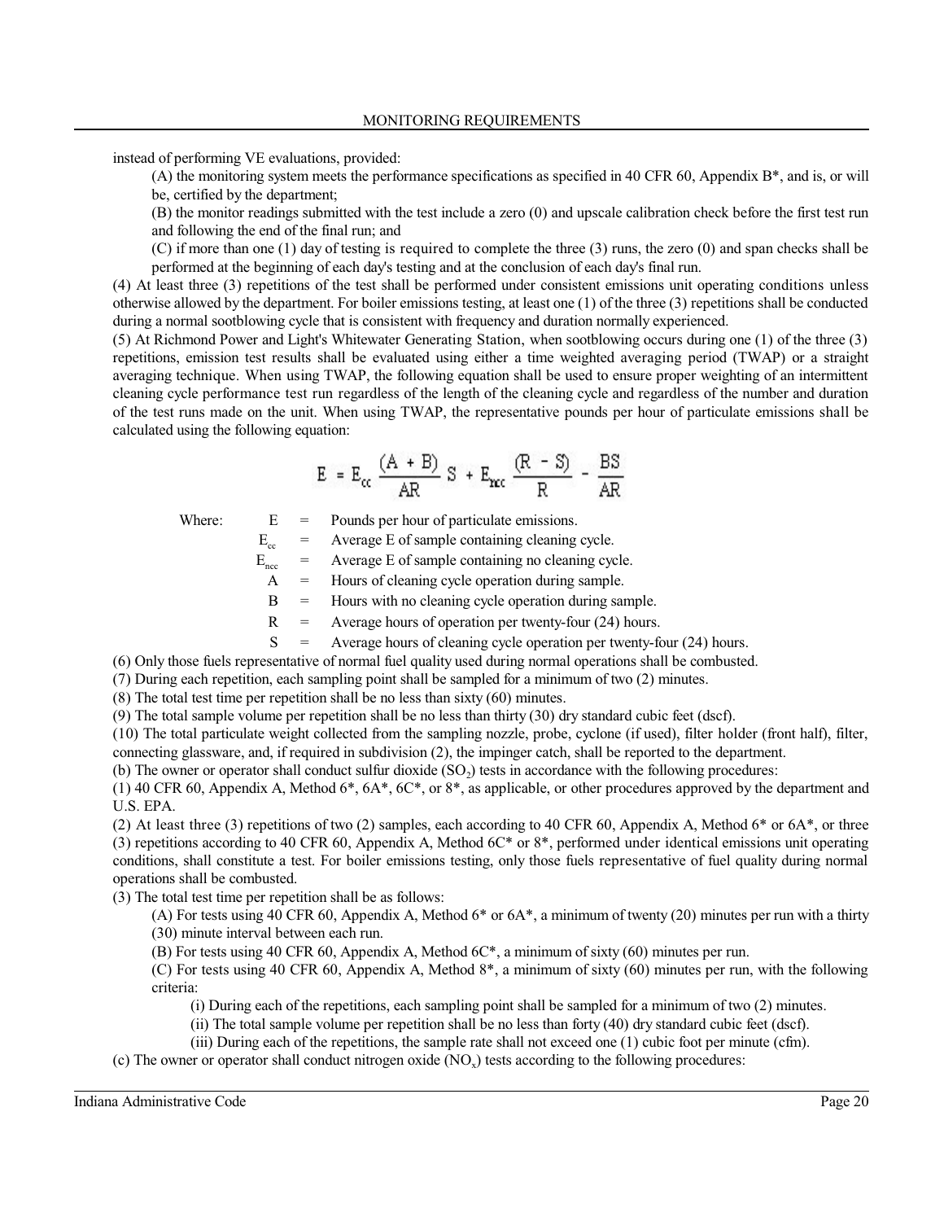instead of performing VE evaluations, provided:

(A) the monitoring system meets the performance specifications as specified in 40 CFR 60, Appendix B*, and is, or will be, certified by the department;

(B) the monitor readings submitted with the test include a zero (0) and upscale calibration check before the first test run and following the end of the final run; and

(C) if more than one (1) day of testing is required to complete the three (3) runs, the zero (0) and span checks shall be performed at the beginning of each day's testing and at the conclusion of each day's final run.

(4) At least three (3) repetitions of the test shall be performed under consistent emissions unit operating conditions unless otherwise allowed by the department. For boiler emissions testing, at least one (1) of the three (3) repetitions shall be conducted during a normal sootblowing cycle that is consistent with frequency and duration normally experienced.

(5) At Richmond Power and Light's Whitewater Generating Station, when sootblowing occurs during one (1) of the three (3) repetitions, emission test results shall be evaluated using either a time weighted averaging period (TWAP) or a straight averaging technique. When using TWAP, the following equation shall be used to ensure proper weighting of an intermittent cleaning cycle performance test run regardless of the length of the cleaning cycle and regardless of the number and duration of the test runs made on the unit. When using TWAP, the representative pounds per hour of particulate emissions shall be calculated using the following equation:

$$E = E_{cc} \frac{(A + B)}{AR} S + E_{ncc} \frac{(R - S)}{R} - \frac{BS}{AR}$$

Where:

- $E$ = Pounds per hour of particulate emissions.
- $E_{cc}$ = Average E of sample containing cleaning cycle.
- $E_{ncc}$ = Average E of sample containing no cleaning cycle.
- $A$ = Hours of cleaning cycle operation during sample.
- $B$ = Hours with no cleaning cycle operation during sample.
- $R$ = Average hours of operation per twenty-four (24) hours.
- $S$ = Average hours of cleaning cycle operation per twenty-four (24) hours.

(6) Only those fuels representative of normal fuel quality used during normal operations shall be combusted.

(7) During each repetition, each sampling point shall be sampled for a minimum of two (2) minutes.

(8) The total test time per repetition shall be no less than sixty (60) minutes.

(9) The total sample volume per repetition shall be no less than thirty (30) dry standard cubic feet (dscf).

(10) The total particulate weight collected from the sampling nozzle, probe, cyclone (if used), filter holder (front half), filter, connecting glassware, and, if required in subdivision (2), the impinger catch, shall be reported to the department.

(b) The owner or operator shall conduct sulfur dioxide ($SO_2$) tests in accordance with the following procedures:

(1) 40 CFR 60, Appendix A, Method 6*, 6A*, 6C*, or 8*, as applicable, or other procedures approved by the department and U.S. EPA.

(2) At least three (3) repetitions of two (2) samples, each according to 40 CFR 60, Appendix A, Method 6* or 6A*, or three (3) repetitions according to 40 CFR 60, Appendix A, Method 6C* or 8*, performed under identical emissions unit operating conditions, shall constitute a test. For boiler emissions testing, only those fuels representative of fuel quality during normal operations shall be combusted.

(3) The total test time per repetition shall be as follows:

(A) For tests using 40 CFR 60, Appendix A, Method 6* or 6A*, a minimum of twenty (20) minutes per run with a thirty (30) minute interval between each run.

(B) For tests using 40 CFR 60, Appendix A, Method 6C*, a minimum of sixty (60) minutes per run.

(C) For tests using 40 CFR 60, Appendix A, Method 8*, a minimum of sixty (60) minutes per run, with the following criteria:

(i) During each of the repetitions, each sampling point shall be sampled for a minimum of two (2) minutes.

(ii) The total sample volume per repetition shall be no less than forty (40) dry standard cubic feet (dscf).

(iii) During each of the repetitions, the sample rate shall not exceed one (1) cubic foot per minute (cfm).

(c) The owner or operator shall conduct nitrogen oxide ($NO_x$) tests according to the following procedures: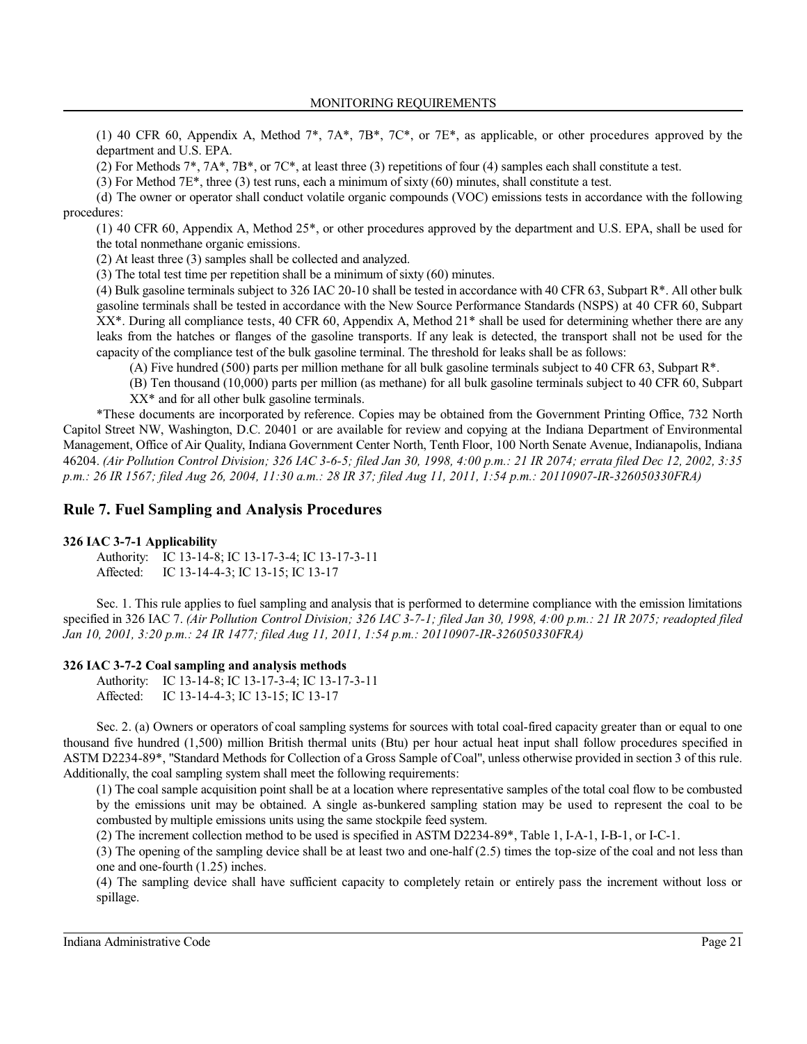(1) 40 CFR 60, Appendix A, Method 7*, 7A*, 7B*, 7C*, or 7E*, as applicable, or other procedures approved by the department and U.S. EPA.

(2) For Methods 7*, 7A*, 7B*, or 7C*, at least three (3) repetitions of four (4) samples each shall constitute a test.

(3) For Method 7E*, three (3) test runs, each a minimum of sixty (60) minutes, shall constitute a test.

(d) The owner or operator shall conduct volatile organic compounds (VOC) emissions tests in accordance with the following procedures:

(1) 40 CFR 60, Appendix A, Method 25*, or other procedures approved by the department and U.S. EPA, shall be used for the total nonmethane organic emissions.

(2) At least three (3) samples shall be collected and analyzed.

(3) The total test time per repetition shall be a minimum of sixty (60) minutes.

(4) Bulk gasoline terminals subject to 326 IAC 20-10 shall be tested in accordance with 40 CFR 63, Subpart R*. All other bulk gasoline terminals shall be tested in accordance with the New Source Performance Standards (NSPS) at 40 CFR 60, Subpart XX*. During all compliance tests, 40 CFR 60, Appendix A, Method 21* shall be used for determining whether there are any leaks from the hatches or flanges of the gasoline transports. If any leak is detected, the transport shall not be used for the capacity of the compliance test of the bulk gasoline terminal. The threshold for leaks shall be as follows:

(A) Five hundred (500) parts per million methane for all bulk gasoline terminals subject to 40 CFR 63, Subpart R*.

(B) Ten thousand (10,000) parts per million (as methane) for all bulk gasoline terminals subject to 40 CFR 60, Subpart XX* and for all other bulk gasoline terminals.

*These documents are incorporated by reference. Copies may be obtained from the Government Printing Office, 732 North Capitol Street NW, Washington, D.C. 20401 or are available for review and copying at the Indiana Department of Environmental Management, Office of Air Quality, Indiana Government Center North, Tenth Floor, 100 North Senate Avenue, Indianapolis, Indiana 46204. *(Air Pollution Control Division; 326 IAC 3-6-5; filed Jan 30, 1998, 4:00 p.m.: 21 IR 2074; errata filed Dec 12, 2002, 3:35 p.m.: 26 IR 1567; filed Aug 26, 2004, 11:30 a.m.: 28 IR 37; filed Aug 11, 2011, 1:54 p.m.: 20110907-IR-326050330FRA)*

## Rule 7. Fuel Sampling and Analysis Procedures

### 326 IAC 3-7-1 Applicability

Authority: IC 13-14-8; IC 13-17-3-4; IC 13-17-3-11
Affected: IC 13-14-4-3; IC 13-15; IC 13-17

Sec. 1. This rule applies to fuel sampling and analysis that is performed to determine compliance with the emission limitations specified in 326 IAC 7. *(Air Pollution Control Division; 326 IAC 3-7-1; filed Jan 30, 1998, 4:00 p.m.: 21 IR 2075; readopted filed Jan 10, 2001, 3:20 p.m.: 24 IR 1477; filed Aug 11, 2011, 1:54 p.m.: 20110907-IR-326050330FRA)*

### 326 IAC 3-7-2 Coal sampling and analysis methods

Authority: IC 13-14-8; IC 13-17-3-4; IC 13-17-3-11
Affected: IC 13-14-4-3; IC 13-15; IC 13-17

Sec. 2. (a) Owners or operators of coal sampling systems for sources with total coal-fired capacity greater than or equal to one thousand five hundred (1,500) million British thermal units (Btu) per hour actual heat input shall follow procedures specified in ASTM D2234-89*, "Standard Methods for Collection of a Gross Sample of Coal", unless otherwise provided in section 3 of this rule. Additionally, the coal sampling system shall meet the following requirements:

(1) The coal sample acquisition point shall be at a location where representative samples of the total coal flow to be combusted by the emissions unit may be obtained. A single as-bunkered sampling station may be used to represent the coal to be combusted by multiple emissions units using the same stockpile feed system.

(2) The increment collection method to be used is specified in ASTM D2234-89*, Table 1, I-A-1, I-B-1, or I-C-1.

(3) The opening of the sampling device shall be at least two and one-half (2.5) times the top-size of the coal and not less than one and one-fourth (1.25) inches.

(4) The sampling device shall have sufficient capacity to completely retain or entirely pass the increment without loss or spillage.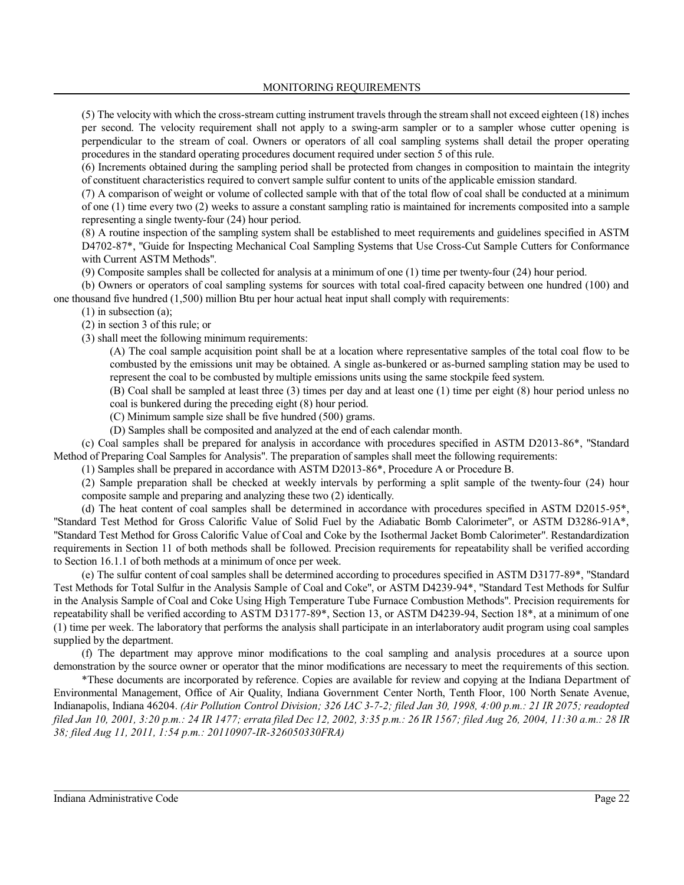(5) The velocity with which the cross-stream cutting instrument travels through the stream shall not exceed eighteen (18) inches per second. The velocity requirement shall not apply to a swing-arm sampler or to a sampler whose cutter opening is perpendicular to the stream of coal. Owners or operators of all coal sampling systems shall detail the proper operating procedures in the standard operating procedures document required under section 5 of this rule.

(6) Increments obtained during the sampling period shall be protected from changes in composition to maintain the integrity of constituent characteristics required to convert sample sulfur content to units of the applicable emission standard.

(7) A comparison of weight or volume of collected sample with that of the total flow of coal shall be conducted at a minimum of one (1) time every two (2) weeks to assure a constant sampling ratio is maintained for increments composited into a sample representing a single twenty-four (24) hour period.

(8) A routine inspection of the sampling system shall be established to meet requirements and guidelines specified in ASTM D4702-87*, "Guide for Inspecting Mechanical Coal Sampling Systems that Use Cross-Cut Sample Cutters for Conformance with Current ASTM Methods".

(9) Composite samples shall be collected for analysis at a minimum of one (1) time per twenty-four (24) hour period.

(b) Owners or operators of coal sampling systems for sources with total coal-fired capacity between one hundred (100) and one thousand five hundred (1,500) million Btu per hour actual heat input shall comply with requirements:

(1) in subsection (a);

(2) in section 3 of this rule; or

(3) shall meet the following minimum requirements:

(A) The coal sample acquisition point shall be at a location where representative samples of the total coal flow to be combusted by the emissions unit may be obtained. A single as-bunkered or as-burned sampling station may be used to represent the coal to be combusted by multiple emissions units using the same stockpile feed system.

(B) Coal shall be sampled at least three (3) times per day and at least one (1) time per eight (8) hour period unless no coal is bunkered during the preceding eight (8) hour period.

(C) Minimum sample size shall be five hundred (500) grams.

(D) Samples shall be composited and analyzed at the end of each calendar month.

(c) Coal samples shall be prepared for analysis in accordance with procedures specified in ASTM D2013-86*, "Standard Method of Preparing Coal Samples for Analysis". The preparation of samples shall meet the following requirements:

(1) Samples shall be prepared in accordance with ASTM D2013-86*, Procedure A or Procedure B.

(2) Sample preparation shall be checked at weekly intervals by performing a split sample of the twenty-four (24) hour composite sample and preparing and analyzing these two (2) identically.

(d) The heat content of coal samples shall be determined in accordance with procedures specified in ASTM D2015-95*, "Standard Test Method for Gross Calorific Value of Solid Fuel by the Adiabatic Bomb Calorimeter", or ASTM D3286-91A*, "Standard Test Method for Gross Calorific Value of Coal and Coke by the Isothermal Jacket Bomb Calorimeter". Restandardization requirements in Section 11 of both methods shall be followed. Precision requirements for repeatability shall be verified according to Section 16.1.1 of both methods at a minimum of once per week.

(e) The sulfur content of coal samples shall be determined according to procedures specified in ASTM D3177-89*, "Standard Test Methods for Total Sulfur in the Analysis Sample of Coal and Coke", or ASTM D4239-94*, "Standard Test Methods for Sulfur in the Analysis Sample of Coal and Coke Using High Temperature Tube Furnace Combustion Methods". Precision requirements for repeatability shall be verified according to ASTM D3177-89*, Section 13, or ASTM D4239-94, Section 18*, at a minimum of one (1) time per week. The laboratory that performs the analysis shall participate in an interlaboratory audit program using coal samples supplied by the department.

(f) The department may approve minor modifications to the coal sampling and analysis procedures at a source upon demonstration by the source owner or operator that the minor modifications are necessary to meet the requirements of this section.

*These documents are incorporated by reference. Copies are available for review and copying at the Indiana Department of Environmental Management, Office of Air Quality, Indiana Government Center North, Tenth Floor, 100 North Senate Avenue, Indianapolis, Indiana 46204. *(Air Pollution Control Division; 326 IAC 3-7-2; filed Jan 30, 1998, 4:00 p.m.: 21 IR 2075; readopted filed Jan 10, 2001, 3:20 p.m.: 24 IR 1477; errata filed Dec 12, 2002, 3:35 p.m.: 26 IR 1567; filed Aug 26, 2004, 11:30 a.m.: 28 IR 38; filed Aug 11, 2011, 1:54 p.m.: 20110907-IR-326050330FRA)*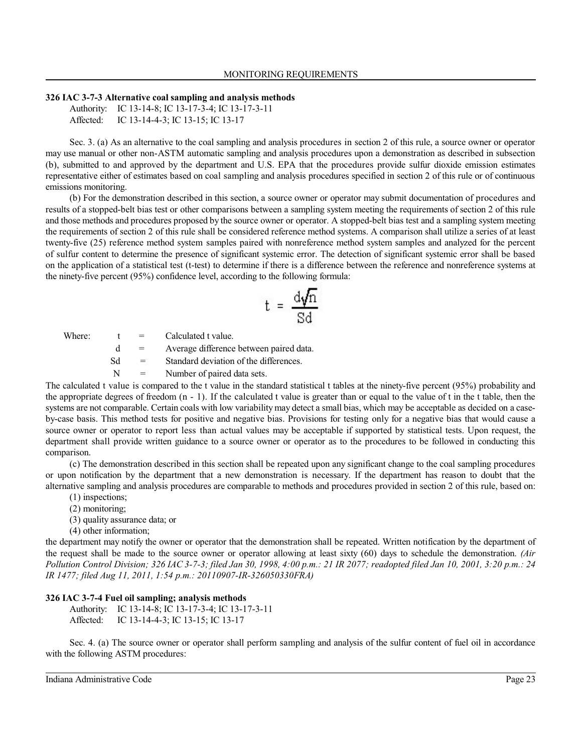### 326 IAC 3-7-3 Alternative coal sampling and analysis methods

Authority: IC 13-14-8; IC 13-17-3-4; IC 13-17-3-11
Affected: IC 13-14-4-3; IC 13-15; IC 13-17

Sec. 3. (a) As an alternative to the coal sampling and analysis procedures in section 2 of this rule, a source owner or operator may use manual or other non-ASTM automatic sampling and analysis procedures upon a demonstration as described in subsection (b), submitted to and approved by the department and U.S. EPA that the procedures provide sulfur dioxide emission estimates representative either of estimates based on coal sampling and analysis procedures specified in section 2 of this rule or of continuous emissions monitoring.

(b) For the demonstration described in this section, a source owner or operator may submit documentation of procedures and results of a stopped-belt bias test or other comparisons between a sampling system meeting the requirements of section 2 of this rule and those methods and procedures proposed by the source owner or operator. A stopped-belt bias test and a sampling system meeting the requirements of section 2 of this rule shall be considered reference method systems. A comparison shall utilize a series of at least twenty-five (25) reference method system samples paired with nonreference method system samples and analyzed for the percent of sulfur content to determine the presence of significant systemic error. The detection of significant systemic error shall be based on the application of a statistical test (t-test) to determine if there is a difference between the reference and nonreference systems at the ninety-five percent (95%) confidence level, according to the following formula:

$$t = \frac{d\sqrt{n}}{Sd}$$

Where:

| | | |
|---|---|---|
| t | = | Calculated t value. |
| d | = | Average difference between paired data. |
| Sd | = | Standard deviation of the differences. |
| N | = | Number of paired data sets. |

The calculated t value is compared to the t value in the standard statistical t tables at the ninety-five percent (95%) probability and the appropriate degrees of freedom (n - 1). If the calculated t value is greater than or equal to the value of t in the t table, then the systems are not comparable. Certain coals with low variability may detect a small bias, which may be acceptable as decided on a case-by-case basis. This method tests for positive and negative bias. Provisions for testing only for a negative bias that would cause a source owner or operator to report less than actual values may be acceptable if supported by statistical tests. Upon request, the department shall provide written guidance to a source owner or operator as to the procedures to be followed in conducting this comparison.

(c) The demonstration described in this section shall be repeated upon any significant change to the coal sampling procedures or upon notification by the department that a new demonstration is necessary. If the department has reason to doubt that the alternative sampling and analysis procedures are comparable to methods and procedures provided in section 2 of this rule, based on:

(1) inspections;
(2) monitoring;
(3) quality assurance data; or
(4) other information;

the department may notify the owner or operator that the demonstration shall be repeated. Written notification by the department of the request shall be made to the source owner or operator allowing at least sixty (60) days to schedule the demonstration. *(Air Pollution Control Division; 326 IAC 3-7-3; filed Jan 30, 1998, 4:00 p.m.: 21 IR 2077; readopted filed Jan 10, 2001, 3:20 p.m.: 24 IR 1477; filed Aug 11, 2011, 1:54 p.m.: 20110907-IR-326050330FRA)*

### 326 IAC 3-7-4 Fuel oil sampling; analysis methods

Authority: IC 13-14-8; IC 13-17-3-4; IC 13-17-3-11
Affected: IC 13-14-4-3; IC 13-15; IC 13-17

Sec. 4. (a) The source owner or operator shall perform sampling and analysis of the sulfur content of fuel oil in accordance with the following ASTM procedures: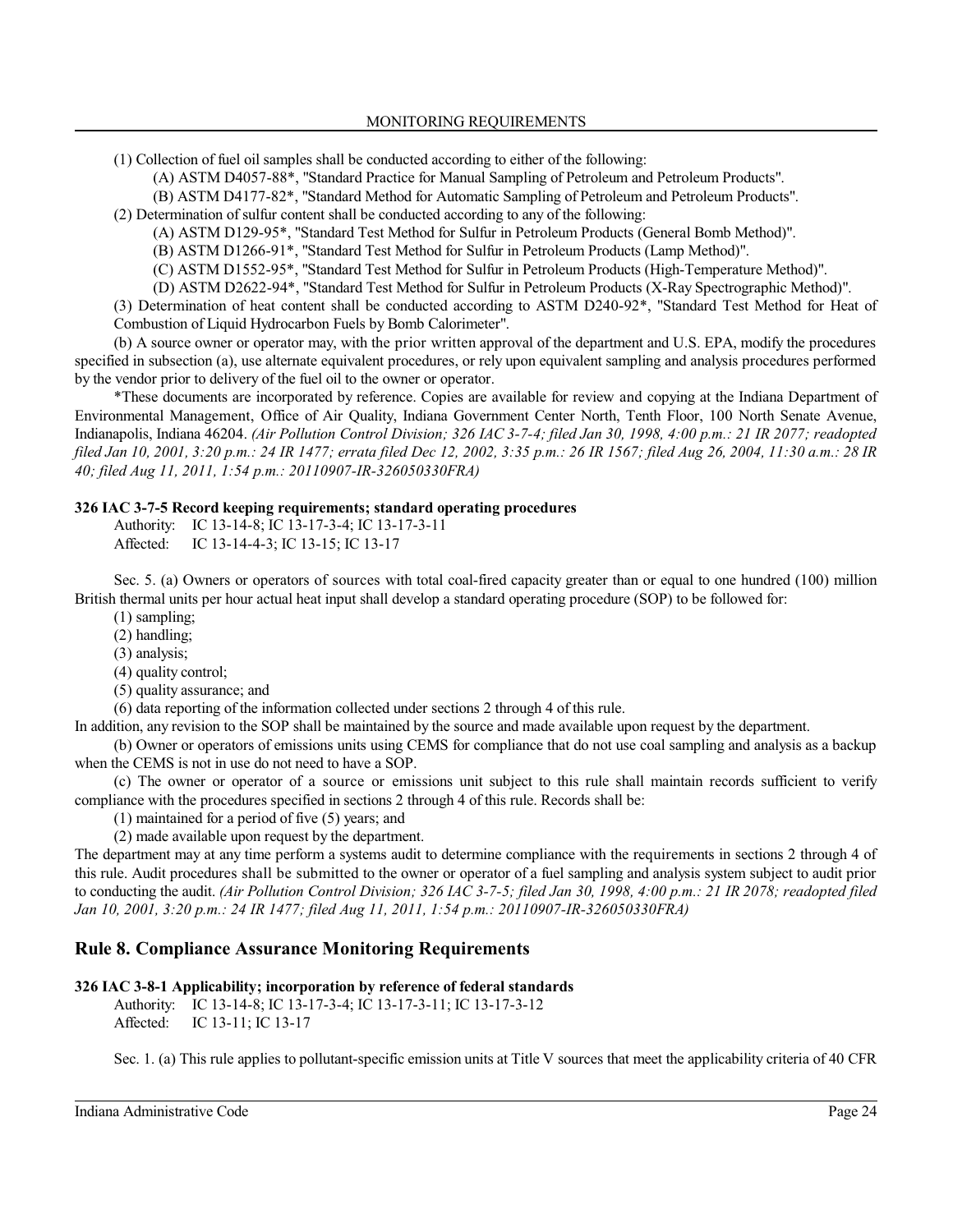(1) Collection of fuel oil samples shall be conducted according to either of the following:

(A) ASTM D4057-88*, "Standard Practice for Manual Sampling of Petroleum and Petroleum Products".

(B) ASTM D4177-82*, "Standard Method for Automatic Sampling of Petroleum and Petroleum Products".

(2) Determination of sulfur content shall be conducted according to any of the following:

(A) ASTM D129-95*, "Standard Test Method for Sulfur in Petroleum Products (General Bomb Method)".

(B) ASTM D1266-91*, "Standard Test Method for Sulfur in Petroleum Products (Lamp Method)".

(C) ASTM D1552-95*, "Standard Test Method for Sulfur in Petroleum Products (High-Temperature Method)".

(D) ASTM D2622-94*, "Standard Test Method for Sulfur in Petroleum Products (X-Ray Spectrographic Method)".

(3) Determination of heat content shall be conducted according to ASTM D240-92*, "Standard Test Method for Heat of Combustion of Liquid Hydrocarbon Fuels by Bomb Calorimeter".

(b) A source owner or operator may, with the prior written approval of the department and U.S. EPA, modify the procedures specified in subsection (a), use alternate equivalent procedures, or rely upon equivalent sampling and analysis procedures performed by the vendor prior to delivery of the fuel oil to the owner or operator.

*These documents are incorporated by reference. Copies are available for review and copying at the Indiana Department of Environmental Management, Office of Air Quality, Indiana Government Center North, Tenth Floor, 100 North Senate Avenue, Indianapolis, Indiana 46204. *(Air Pollution Control Division; 326 IAC 3-7-4; filed Jan 30, 1998, 4:00 p.m.: 21 IR 2077; readopted filed Jan 10, 2001, 3:20 p.m.: 24 IR 1477; errata filed Dec 12, 2002, 3:35 p.m.: 26 IR 1567; filed Aug 26, 2004, 11:30 a.m.: 28 IR 40; filed Aug 11, 2011, 1:54 p.m.: 20110907-IR-326050330FRA)*

#### 326 IAC 3-7-5 Record keeping requirements; standard operating procedures

Authority: IC 13-14-8; IC 13-17-3-4; IC 13-17-3-11
Affected: IC 13-14-4-3; IC 13-15; IC 13-17

Sec. 5. (a) Owners or operators of sources with total coal-fired capacity greater than or equal to one hundred (100) million British thermal units per hour actual heat input shall develop a standard operating procedure (SOP) to be followed for:

(1) sampling;

(2) handling;

(3) analysis;

(4) quality control;

(5) quality assurance; and

(6) data reporting of the information collected under sections 2 through 4 of this rule.

In addition, any revision to the SOP shall be maintained by the source and made available upon request by the department.

(b) Owner or operators of emissions units using CEMS for compliance that do not use coal sampling and analysis as a backup when the CEMS is not in use do not need to have a SOP.

(c) The owner or operator of a source or emissions unit subject to this rule shall maintain records sufficient to verify compliance with the procedures specified in sections 2 through 4 of this rule. Records shall be:

(1) maintained for a period of five (5) years; and

(2) made available upon request by the department.

The department may at any time perform a systems audit to determine compliance with the requirements in sections 2 through 4 of this rule. Audit procedures shall be submitted to the owner or operator of a fuel sampling and analysis system subject to audit prior to conducting the audit. *(Air Pollution Control Division; 326 IAC 3-7-5; filed Jan 30, 1998, 4:00 p.m.: 21 IR 2078; readopted filed Jan 10, 2001, 3:20 p.m.: 24 IR 1477; filed Aug 11, 2011, 1:54 p.m.: 20110907-IR-326050330FRA)*

## Rule 8. Compliance Assurance Monitoring Requirements

#### 326 IAC 3-8-1 Applicability; incorporation by reference of federal standards

Authority: IC 13-14-8; IC 13-17-3-4; IC 13-17-3-11; IC 13-17-3-12
Affected: IC 13-11; IC 13-17

Sec. 1. (a) This rule applies to pollutant-specific emission units at Title V sources that meet the applicability criteria of 40 CFR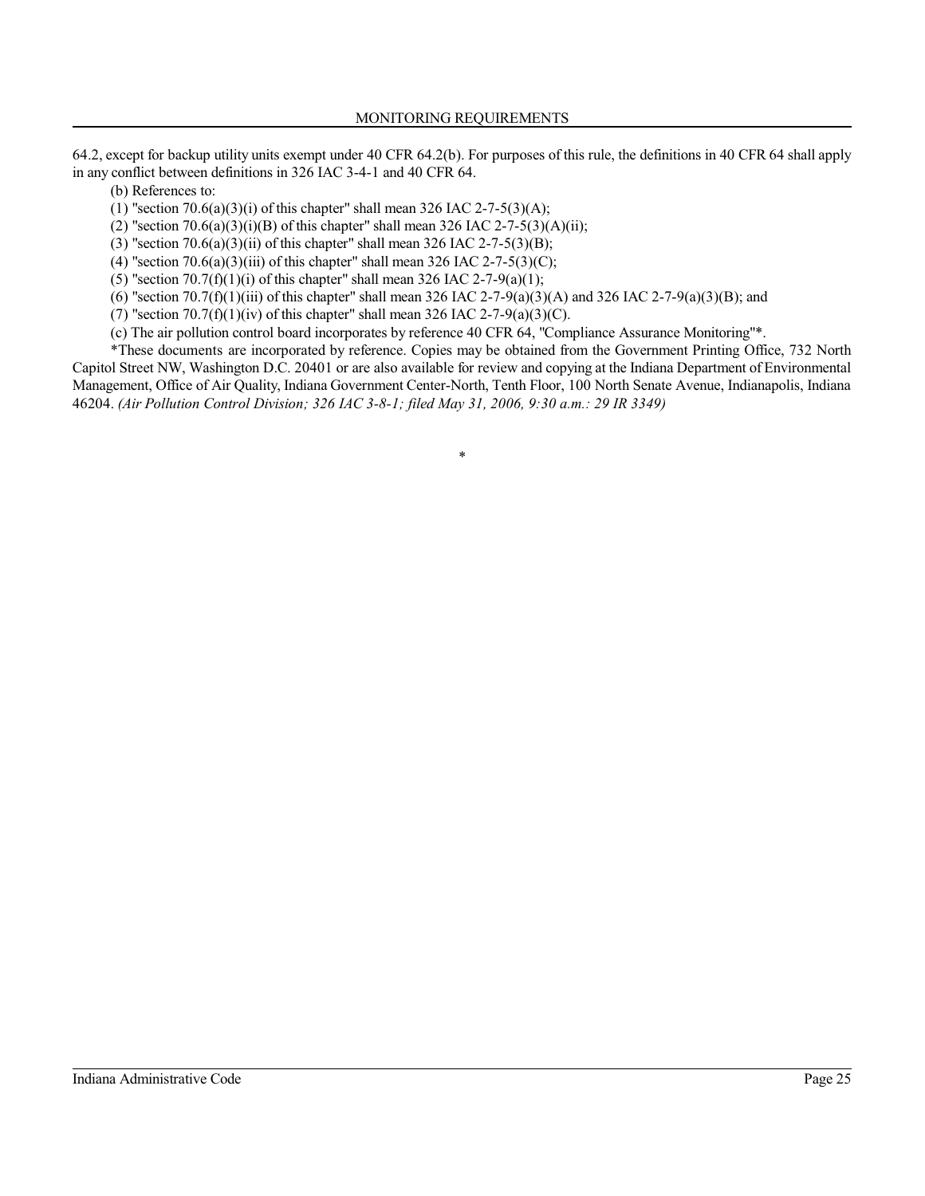64.2, except for backup utility units exempt under 40 CFR 64.2(b). For purposes of this rule, the definitions in 40 CFR 64 shall apply in any conflict between definitions in 326 IAC 3-4-1 and 40 CFR 64.

(b) References to:

(1) "section 70.6(a)(3)(i) of this chapter" shall mean 326 IAC 2-7-5(3)(A);

(2) "section 70.6(a)(3)(i)(B) of this chapter" shall mean 326 IAC 2-7-5(3)(A)(ii);

(3) "section 70.6(a)(3)(ii) of this chapter" shall mean 326 IAC 2-7-5(3)(B);

(4) "section 70.6(a)(3)(iii) of this chapter" shall mean 326 IAC 2-7-5(3)(C);

(5) "section 70.7(f)(1)(i) of this chapter" shall mean 326 IAC 2-7-9(a)(1);

(6) "section 70.7(f)(1)(iii) of this chapter" shall mean 326 IAC 2-7-9(a)(3)(A) and 326 IAC 2-7-9(a)(3)(B); and

(7) "section 70.7(f)(1)(iv) of this chapter" shall mean 326 IAC 2-7-9(a)(3)(C).

(c) The air pollution control board incorporates by reference 40 CFR 64, "Compliance Assurance Monitoring"*.

*These documents are incorporated by reference. Copies may be obtained from the Government Printing Office, 732 North Capitol Street NW, Washington D.C. 20401 or are also available for review and copying at the Indiana Department of Environmental Management, Office of Air Quality, Indiana Government Center-North, Tenth Floor, 100 North Senate Avenue, Indianapolis, Indiana 46204. *(Air Pollution Control Division; 326 IAC 3-8-1; filed May 31, 2006, 9:30 a.m.: 29 IR 3349)*

*